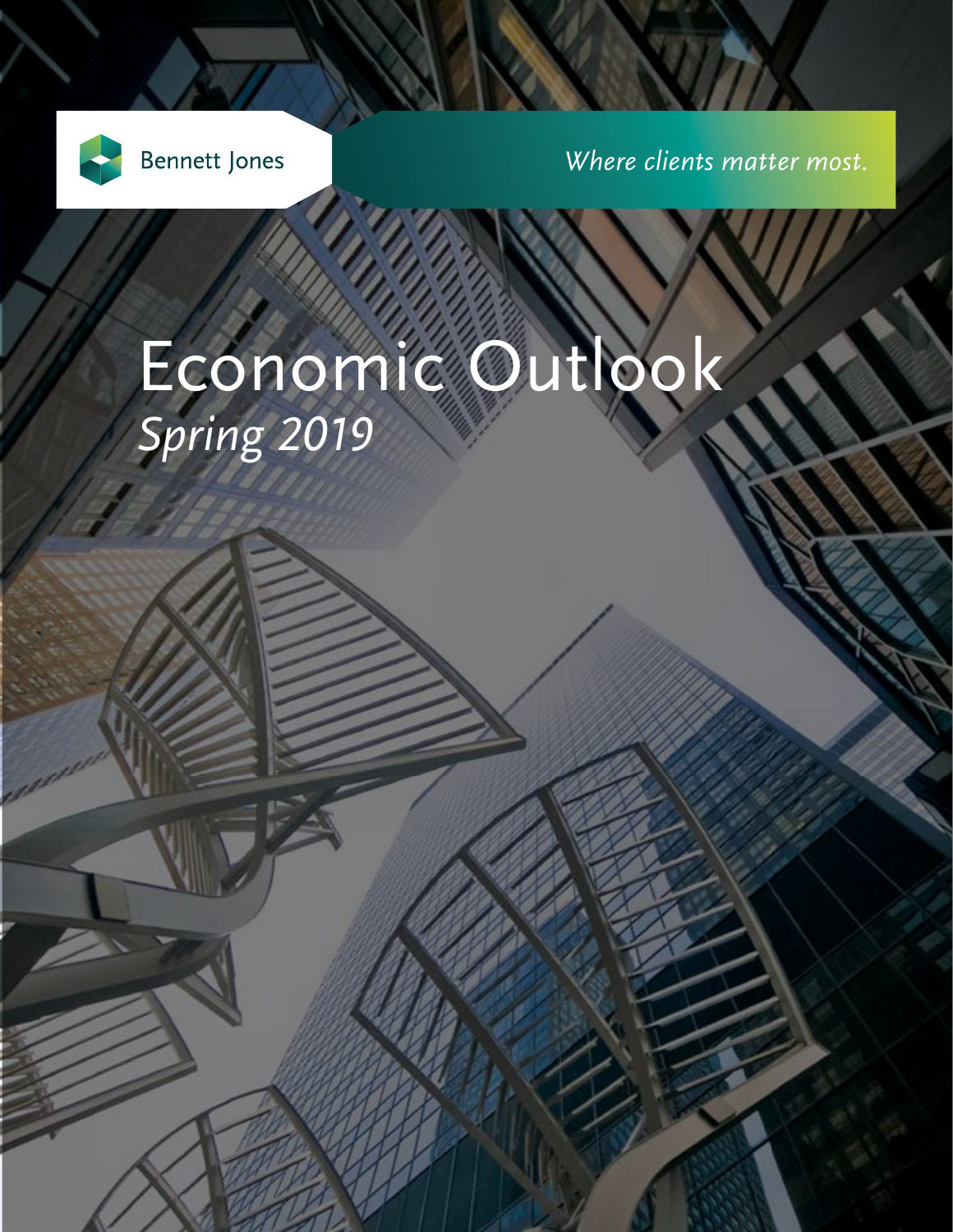Bennett Jones

*Where clients matter most.*

# Economic Outlook

*Spring 2019*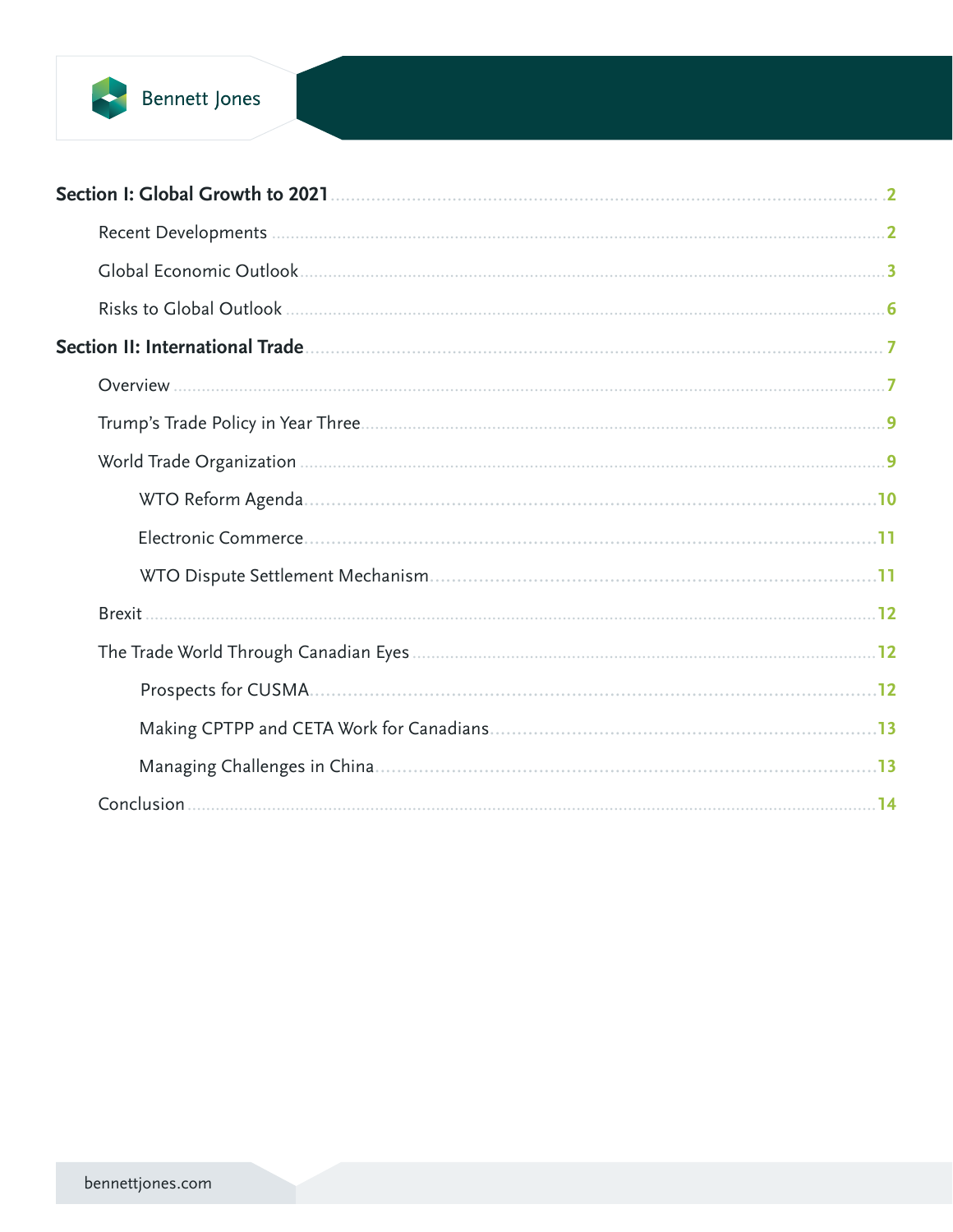**Section I: Global Growth to 2021** .......... 2

- Recent Developments .......... 2
- Global Economic Outlook .......... 3
- Risks to Global Outlook .......... 6

**Section II: International Trade** .......... 7

- Overview .......... 7
- Trump's Trade Policy in Year Three .......... 9
- World Trade Organization .......... 9
  - WTO Reform Agenda .......... 10
  - Electronic Commerce .......... 11
  - WTO Dispute Settlement Mechanism .......... 11
- Brexit .......... 12
- The Trade World Through Canadian Eyes .......... 12
  - Prospects for CUSMA .......... 12
  - Making CPTPP and CETA Work for Canadians .......... 13
  - Managing Challenges in China .......... 13
- Conclusion .......... 14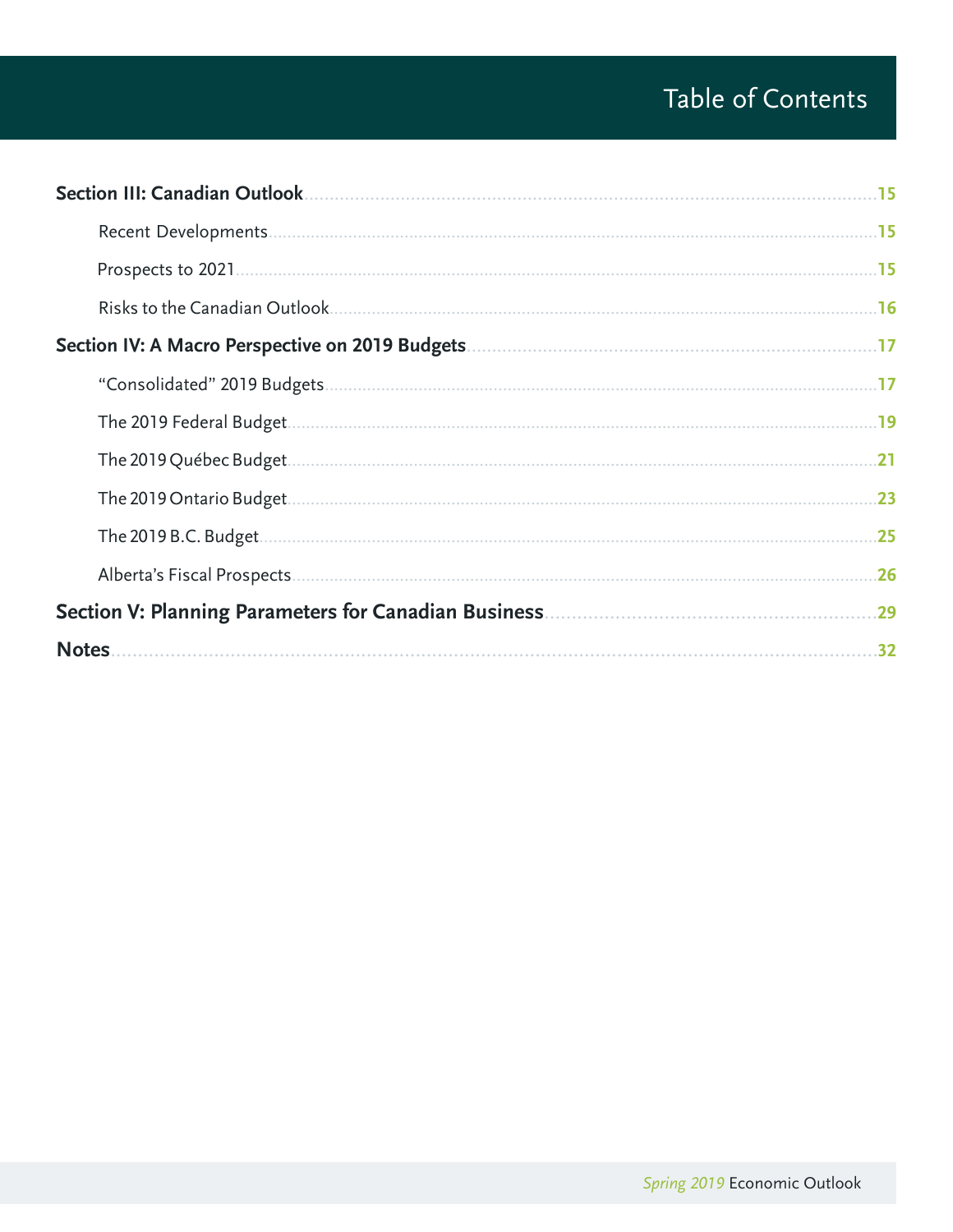# Table of Contents

**Section III: Canadian Outlook** .......... 15

- Recent Developments .......... 15
- Prospects to 2021 .......... 15
- Risks to the Canadian Outlook .......... 16

**Section IV: A Macro Perspective on 2019 Budgets** .......... 17

- "Consolidated" 2019 Budgets .......... 17
- The 2019 Federal Budget .......... 19
- The 2019 Québec Budget .......... 21
- The 2019 Ontario Budget .......... 23
- The 2019 B.C. Budget .......... 25
- Alberta's Fiscal Prospects .......... 26

**Section V: Planning Parameters for Canadian Business** .......... 29

**Notes** .......... 32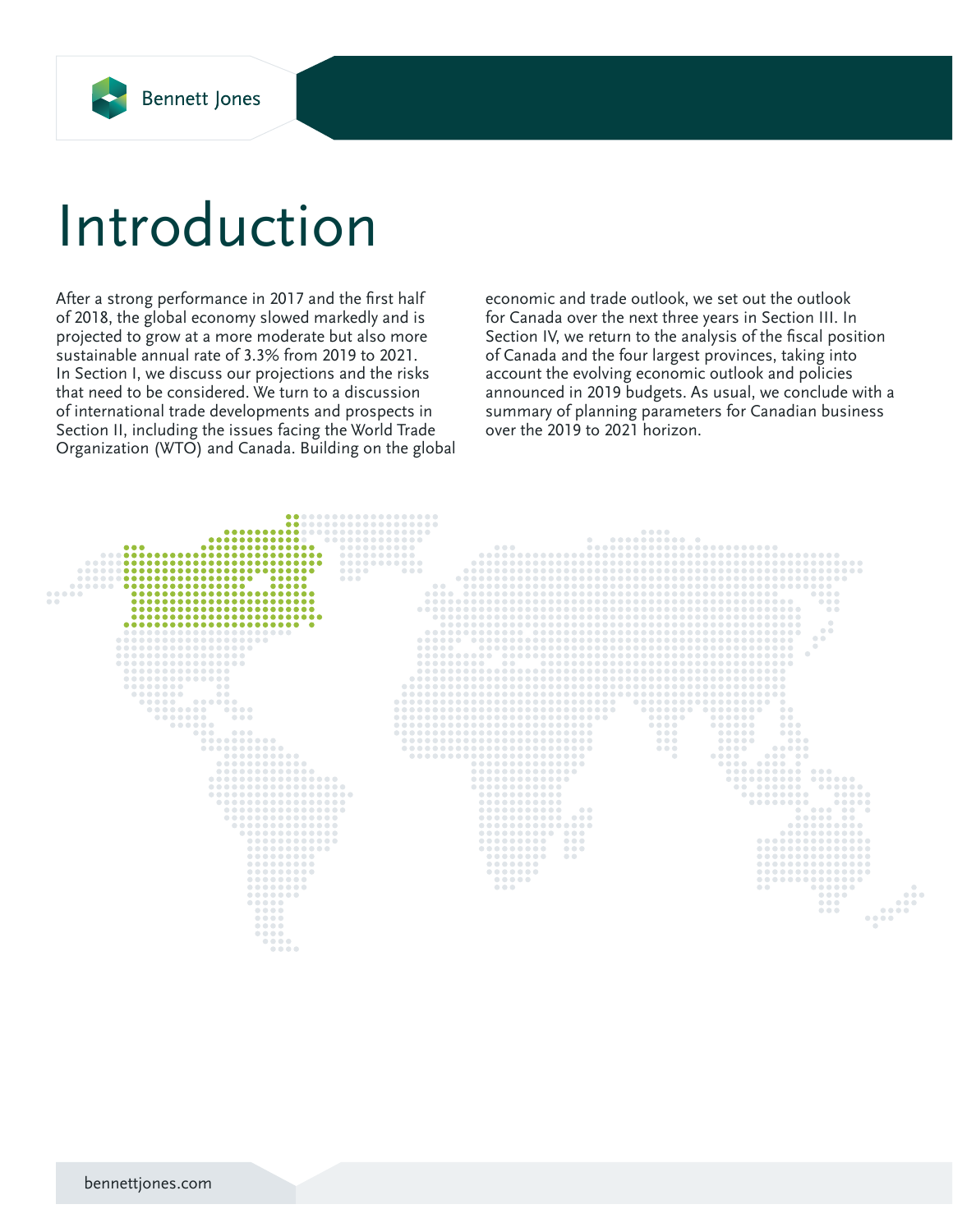# Introduction

After a strong performance in 2017 and the first half of 2018, the global economy slowed markedly and is projected to grow at a more moderate but also more sustainable annual rate of 3.3% from 2019 to 2021. In Section I, we discuss our projections and the risks that need to be considered. We turn to a discussion of international trade developments and prospects in Section II, including the issues facing the World Trade Organization (WTO) and Canada. Building on the global economic and trade outlook, we set out the outlook for Canada over the next three years in Section III. In Section IV, we return to the analysis of the fiscal position of Canada and the four largest provinces, taking into account the evolving economic outlook and policies announced in 2019 budgets. As usual, we conclude with a summary of planning parameters for Canadian business over the 2019 to 2021 horizon.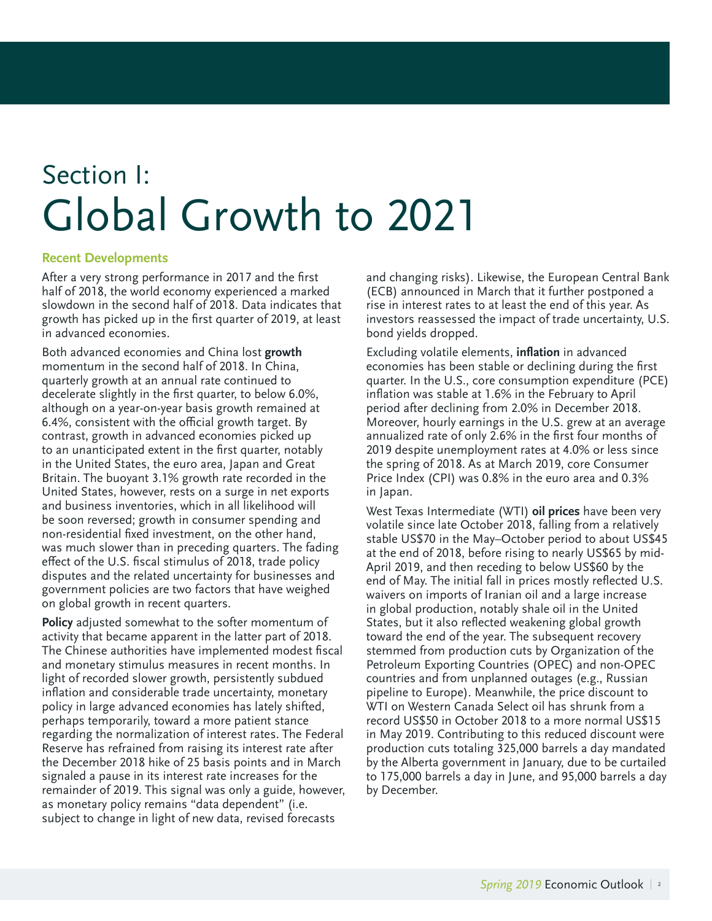# Section I: Global Growth to 2021

## Recent Developments

After a very strong performance in 2017 and the first half of 2018, the world economy experienced a marked slowdown in the second half of 2018. Data indicates that growth has picked up in the first quarter of 2019, at least in advanced economies.

Both advanced economies and China lost **growth** momentum in the second half of 2018. In China, quarterly growth at an annual rate continued to decelerate slightly in the first quarter, to below 6.0%, although on a year-on-year basis growth remained at 6.4%, consistent with the official growth target. By contrast, growth in advanced economies picked up to an unanticipated extent in the first quarter, notably in the United States, the euro area, Japan and Great Britain. The buoyant 3.1% growth rate recorded in the United States, however, rests on a surge in net exports and business inventories, which in all likelihood will be soon reversed; growth in consumer spending and non-residential fixed investment, on the other hand, was much slower than in preceding quarters. The fading effect of the U.S. fiscal stimulus of 2018, trade policy disputes and the related uncertainty for businesses and government policies are two factors that have weighed on global growth in recent quarters.

**Policy** adjusted somewhat to the softer momentum of activity that became apparent in the latter part of 2018. The Chinese authorities have implemented modest fiscal and monetary stimulus measures in recent months. In light of recorded slower growth, persistently subdued inflation and considerable trade uncertainty, monetary policy in large advanced economies has lately shifted, perhaps temporarily, toward a more patient stance regarding the normalization of interest rates. The Federal Reserve has refrained from raising its interest rate after the December 2018 hike of 25 basis points and in March signaled a pause in its interest rate increases for the remainder of 2019. This signal was only a guide, however, as monetary policy remains "data dependent" (i.e. subject to change in light of new data, revised forecasts and changing risks). Likewise, the European Central Bank (ECB) announced in March that it further postponed a rise in interest rates to at least the end of this year. As investors reassessed the impact of trade uncertainty, U.S. bond yields dropped.

Excluding volatile elements, **inflation** in advanced economies has been stable or declining during the first quarter. In the U.S., core consumption expenditure (PCE) inflation was stable at 1.6% in the February to April period after declining from 2.0% in December 2018. Moreover, hourly earnings in the U.S. grew at an average annualized rate of only 2.6% in the first four months of 2019 despite unemployment rates at 4.0% or less since the spring of 2018. As at March 2019, core Consumer Price Index (CPI) was 0.8% in the euro area and 0.3% in Japan.

West Texas Intermediate (WTI) **oil prices** have been very volatile since late October 2018, falling from a relatively stable US$70 in the May–October period to about US$45 at the end of 2018, before rising to nearly US$65 by mid-April 2019, and then receding to below US$60 by the end of May. The initial fall in prices mostly reflected U.S. waivers on imports of Iranian oil and a large increase in global production, notably shale oil in the United States, but it also reflected weakening global growth toward the end of the year. The subsequent recovery stemmed from production cuts by Organization of the Petroleum Exporting Countries (OPEC) and non-OPEC countries and from unplanned outages (e.g., Russian pipeline to Europe). Meanwhile, the price discount to WTI on Western Canada Select oil has shrunk from a record US$50 in October 2018 to a more normal US$15 in May 2019. Contributing to this reduced discount were production cuts totaling 325,000 barrels a day mandated by the Alberta government in January, due to be curtailed to 175,000 barrels a day in June, and 95,000 barrels a day by December.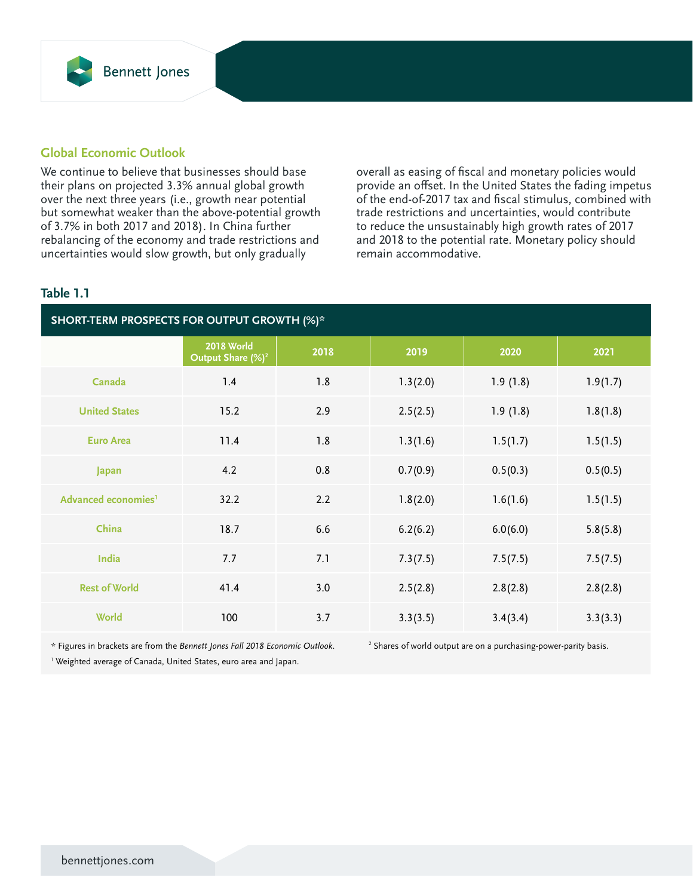## Global Economic Outlook

We continue to believe that businesses should base their plans on projected 3.3% annual global growth over the next three years (i.e., growth near potential but somewhat weaker than the above-potential growth of 3.7% in both 2017 and 2018). In China further rebalancing of the economy and trade restrictions and uncertainties would slow growth, but only gradually overall as easing of fiscal and monetary policies would provide an offset. In the United States the fading impetus of the end-of-2017 tax and fiscal stimulus, combined with trade restrictions and uncertainties, would contribute to reduce the unsustainably high growth rates of 2017 and 2018 to the potential rate. Monetary policy should remain accommodative.

### Table 1.1

**SHORT-TERM PROSPECTS FOR OUTPUT GROWTH (%)***

| | 2018 World Output Share (%)[2] | 2018 | 2019 | 2020 | 2021 |
|---|---|---|---|---|---|
| Canada | 1.4 | 1.8 | 1.3(2.0) | 1.9 (1.8) | 1.9(1.7) |
| United States | 15.2 | 2.9 | 2.5(2.5) | 1.9 (1.8) | 1.8(1.8) |
| Euro Area | 11.4 | 1.8 | 1.3(1.6) | 1.5(1.7) | 1.5(1.5) |
| Japan | 4.2 | 0.8 | 0.7(0.9) | 0.5(0.3) | 0.5(0.5) |
| Advanced economies[1] | 32.2 | 2.2 | 1.8(2.0) | 1.6(1.6) | 1.5(1.5) |
| China | 18.7 | 6.6 | 6.2(6.2) | 6.0(6.0) | 5.8(5.8) |
| India | 7.7 | 7.1 | 7.3(7.5) | 7.5(7.5) | 7.5(7.5) |
| Rest of World | 41.4 | 3.0 | 2.5(2.8) | 2.8(2.8) | 2.8(2.8) |
| World | 100 | 3.7 | 3.3(3.5) | 3.4(3.4) | 3.3(3.3) |

\* Figures in brackets are from the *Bennett Jones Fall 2018 Economic Outlook*.

[1] Weighted average of Canada, United States, euro area and Japan.

[2] Shares of world output are on a purchasing-power-parity basis.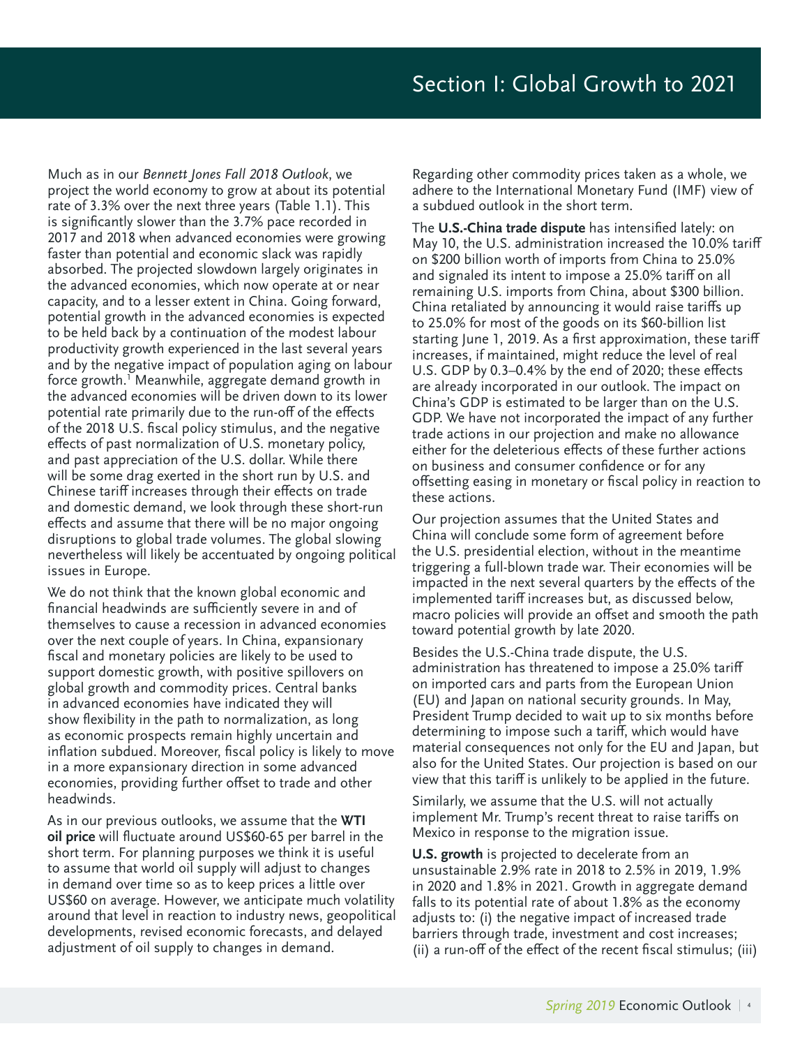# Section I: Global Growth to 2021

Much as in our *Bennett Jones Fall 2018 Outlook*, we project the world economy to grow at about its potential rate of 3.3% over the next three years (Table 1.1). This is significantly slower than the 3.7% pace recorded in 2017 and 2018 when advanced economies were growing faster than potential and economic slack was rapidly absorbed. The projected slowdown largely originates in the advanced economies, which now operate at or near capacity, and to a lesser extent in China. Going forward, potential growth in the advanced economies is expected to be held back by a continuation of the modest labour productivity growth experienced in the last several years and by the negative impact of population aging on labour force growth.[1] Meanwhile, aggregate demand growth in the advanced economies will be driven down to its lower potential rate primarily due to the run-off of the effects of the 2018 U.S. fiscal policy stimulus, and the negative effects of past normalization of U.S. monetary policy, and past appreciation of the U.S. dollar. While there will be some drag exerted in the short run by U.S. and Chinese tariff increases through their effects on trade and domestic demand, we look through these short-run effects and assume that there will be no major ongoing disruptions to global trade volumes. The global slowing nevertheless will likely be accentuated by ongoing political issues in Europe.

We do not think that the known global economic and financial headwinds are sufficiently severe in and of themselves to cause a recession in advanced economies over the next couple of years. In China, expansionary fiscal and monetary policies are likely to be used to support domestic growth, with positive spillovers on global growth and commodity prices. Central banks in advanced economies have indicated they will show flexibility in the path to normalization, as long as economic prospects remain highly uncertain and inflation subdued. Moreover, fiscal policy is likely to move in a more expansionary direction in some advanced economies, providing further offset to trade and other headwinds.

As in our previous outlooks, we assume that the **WTI oil price** will fluctuate around US$60-65 per barrel in the short term. For planning purposes we think it is useful to assume that world oil supply will adjust to changes in demand over time so as to keep prices a little over US$60 on average. However, we anticipate much volatility around that level in reaction to industry news, geopolitical developments, revised economic forecasts, and delayed adjustment of oil supply to changes in demand.

Regarding other commodity prices taken as a whole, we adhere to the International Monetary Fund (IMF) view of a subdued outlook in the short term.

The **U.S.-China trade dispute** has intensified lately: on May 10, the U.S. administration increased the 10.0% tariff on $200 billion worth of imports from China to 25.0% and signaled its intent to impose a 25.0% tariff on all remaining U.S. imports from China, about $300 billion. China retaliated by announcing it would raise tariffs up to 25.0% for most of the goods on its $60-billion list starting June 1, 2019. As a first approximation, these tariff increases, if maintained, might reduce the level of real U.S. GDP by 0.3–0.4% by the end of 2020; these effects are already incorporated in our outlook. The impact on China's GDP is estimated to be larger than on the U.S. GDP. We have not incorporated the impact of any further trade actions in our projection and make no allowance either for the deleterious effects of these further actions on business and consumer confidence or for any offsetting easing in monetary or fiscal policy in reaction to these actions.

Our projection assumes that the United States and China will conclude some form of agreement before the U.S. presidential election, without in the meantime triggering a full-blown trade war. Their economies will be impacted in the next several quarters by the effects of the implemented tariff increases but, as discussed below, macro policies will provide an offset and smooth the path toward potential growth by late 2020.

Besides the U.S.-China trade dispute, the U.S. administration has threatened to impose a 25.0% tariff on imported cars and parts from the European Union (EU) and Japan on national security grounds. In May, President Trump decided to wait up to six months before determining to impose such a tariff, which would have material consequences not only for the EU and Japan, but also for the United States. Our projection is based on our view that this tariff is unlikely to be applied in the future.

Similarly, we assume that the U.S. will not actually implement Mr. Trump's recent threat to raise tariffs on Mexico in response to the migration issue.

**U.S. growth** is projected to decelerate from an unsustainable 2.9% rate in 2018 to 2.5% in 2019, 1.9% in 2020 and 1.8% in 2021. Growth in aggregate demand falls to its potential rate of about 1.8% as the economy adjusts to: (i) the negative impact of increased trade barriers through trade, investment and cost increases; (ii) a run-off of the effect of the recent fiscal stimulus; (iii)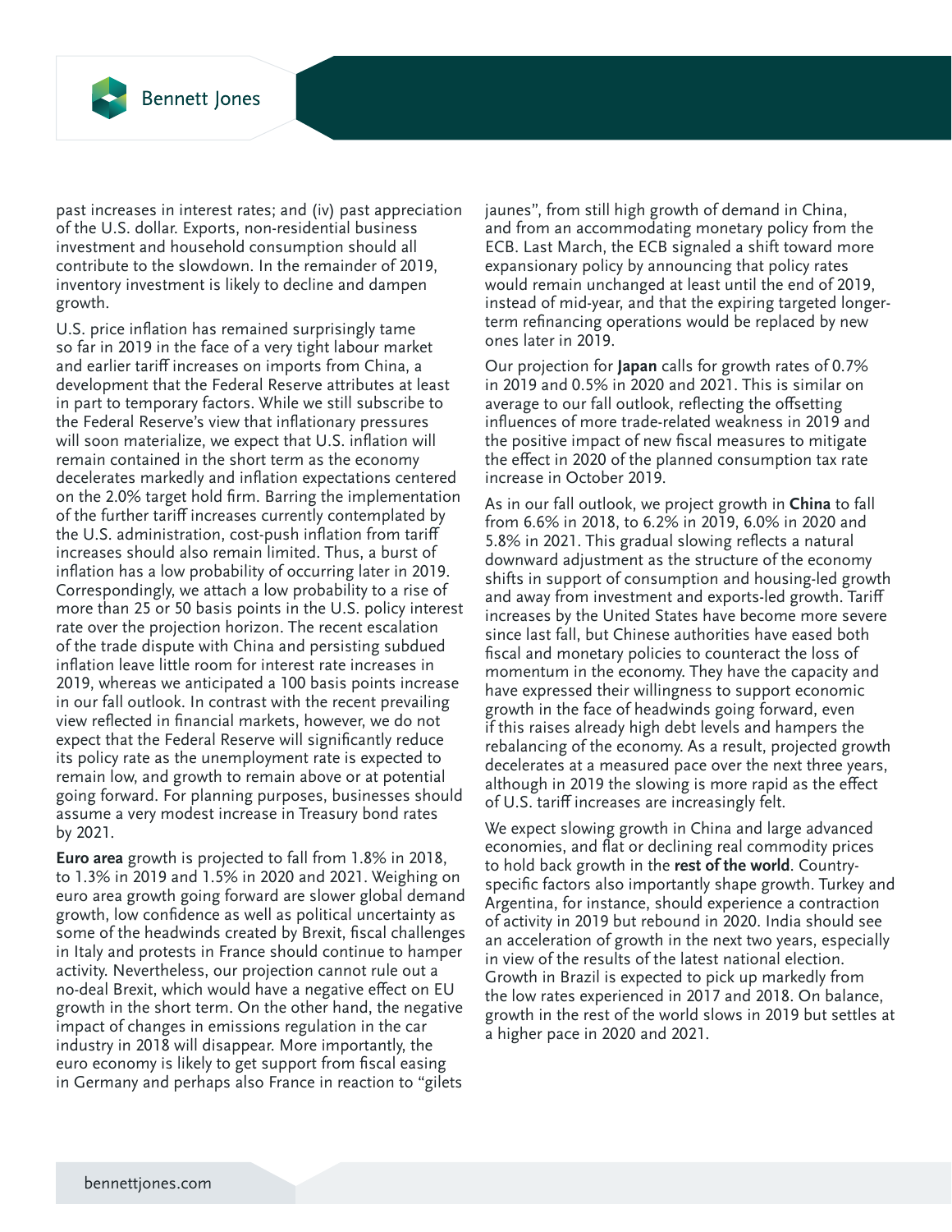past increases in interest rates; and (iv) past appreciation of the U.S. dollar. Exports, non-residential business investment and household consumption should all contribute to the slowdown. In the remainder of 2019, inventory investment is likely to decline and dampen growth.

U.S. price inflation has remained surprisingly tame so far in 2019 in the face of a very tight labour market and earlier tariff increases on imports from China, a development that the Federal Reserve attributes at least in part to temporary factors. While we still subscribe to the Federal Reserve's view that inflationary pressures will soon materialize, we expect that U.S. inflation will remain contained in the short term as the economy decelerates markedly and inflation expectations centered on the 2.0% target hold firm. Barring the implementation of the further tariff increases currently contemplated by the U.S. administration, cost-push inflation from tariff increases should also remain limited. Thus, a burst of inflation has a low probability of occurring later in 2019. Correspondingly, we attach a low probability to a rise of more than 25 or 50 basis points in the U.S. policy interest rate over the projection horizon. The recent escalation of the trade dispute with China and persisting subdued inflation leave little room for interest rate increases in 2019, whereas we anticipated a 100 basis points increase in our fall outlook. In contrast with the recent prevailing view reflected in financial markets, however, we do not expect that the Federal Reserve will significantly reduce its policy rate as the unemployment rate is expected to remain low, and growth to remain above or at potential going forward. For planning purposes, businesses should assume a very modest increase in Treasury bond rates by 2021.

**Euro area** growth is projected to fall from 1.8% in 2018, to 1.3% in 2019 and 1.5% in 2020 and 2021. Weighing on euro area growth going forward are slower global demand growth, low confidence as well as political uncertainty as some of the headwinds created by Brexit, fiscal challenges in Italy and protests in France should continue to hamper activity. Nevertheless, our projection cannot rule out a no-deal Brexit, which would have a negative effect on EU growth in the short term. On the other hand, the negative impact of changes in emissions regulation in the car industry in 2018 will disappear. More importantly, the euro economy is likely to get support from fiscal easing in Germany and perhaps also France in reaction to "gilets jaunes", from still high growth of demand in China, and from an accommodating monetary policy from the ECB. Last March, the ECB signaled a shift toward more expansionary policy by announcing that policy rates would remain unchanged at least until the end of 2019, instead of mid-year, and that the expiring targeted longer-term refinancing operations would be replaced by new ones later in 2019.

Our projection for **Japan** calls for growth rates of 0.7% in 2019 and 0.5% in 2020 and 2021. This is similar on average to our fall outlook, reflecting the offsetting influences of more trade-related weakness in 2019 and the positive impact of new fiscal measures to mitigate the effect in 2020 of the planned consumption tax rate increase in October 2019.

As in our fall outlook, we project growth in **China** to fall from 6.6% in 2018, to 6.2% in 2019, 6.0% in 2020 and 5.8% in 2021. This gradual slowing reflects a natural downward adjustment as the structure of the economy shifts in support of consumption and housing-led growth and away from investment and exports-led growth. Tariff increases by the United States have become more severe since last fall, but Chinese authorities have eased both fiscal and monetary policies to counteract the loss of momentum in the economy. They have the capacity and have expressed their willingness to support economic growth in the face of headwinds going forward, even if this raises already high debt levels and hampers the rebalancing of the economy. As a result, projected growth decelerates at a measured pace over the next three years, although in 2019 the slowing is more rapid as the effect of U.S. tariff increases are increasingly felt.

We expect slowing growth in China and large advanced economies, and flat or declining real commodity prices to hold back growth in the **rest of the world**. Country-specific factors also importantly shape growth. Turkey and Argentina, for instance, should experience a contraction of activity in 2019 but rebound in 2020. India should see an acceleration of growth in the next two years, especially in view of the results of the latest national election. Growth in Brazil is expected to pick up markedly from the low rates experienced in 2017 and 2018. On balance, growth in the rest of the world slows in 2019 but settles at a higher pace in 2020 and 2021.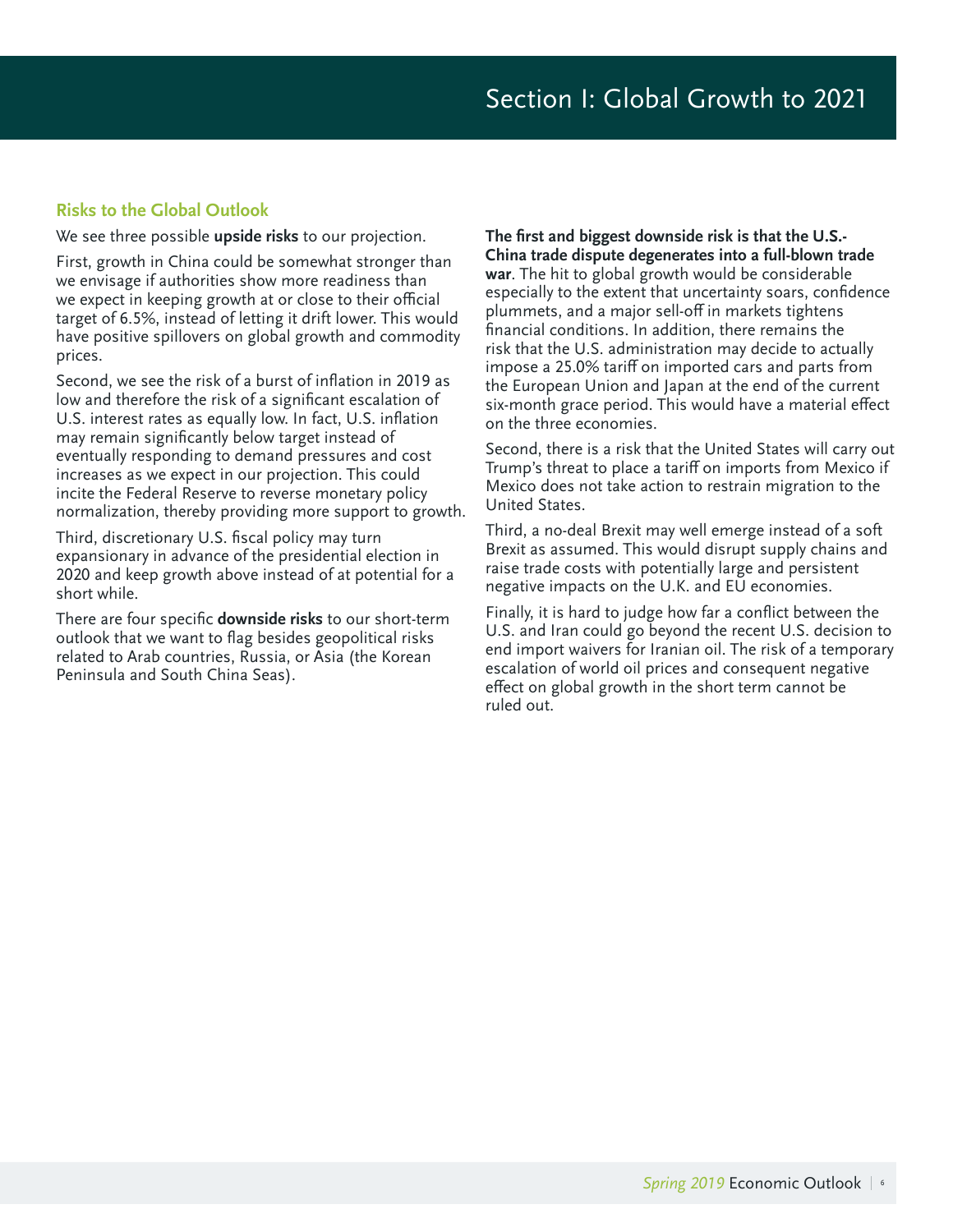## Risks to the Global Outlook

We see three possible **upside risks** to our projection.

First, growth in China could be somewhat stronger than we envisage if authorities show more readiness than we expect in keeping growth at or close to their official target of 6.5%, instead of letting it drift lower. This would have positive spillovers on global growth and commodity prices.

Second, we see the risk of a burst of inflation in 2019 as low and therefore the risk of a significant escalation of U.S. interest rates as equally low. In fact, U.S. inflation may remain significantly below target instead of eventually responding to demand pressures and cost increases as we expect in our projection. This could incite the Federal Reserve to reverse monetary policy normalization, thereby providing more support to growth.

Third, discretionary U.S. fiscal policy may turn expansionary in advance of the presidential election in 2020 and keep growth above instead of at potential for a short while.

There are four specific **downside risks** to our short-term outlook that we want to flag besides geopolitical risks related to Arab countries, Russia, or Asia (the Korean Peninsula and South China Seas).

**The first and biggest downside risk is that the U.S.-China trade dispute degenerates into a full-blown trade war**. The hit to global growth would be considerable especially to the extent that uncertainty soars, confidence plummets, and a major sell-off in markets tightens financial conditions. In addition, there remains the risk that the U.S. administration may decide to actually impose a 25.0% tariff on imported cars and parts from the European Union and Japan at the end of the current six-month grace period. This would have a material effect on the three economies.

Second, there is a risk that the United States will carry out Trump's threat to place a tariff on imports from Mexico if Mexico does not take action to restrain migration to the United States.

Third, a no-deal Brexit may well emerge instead of a soft Brexit as assumed. This would disrupt supply chains and raise trade costs with potentially large and persistent negative impacts on the U.K. and EU economies.

Finally, it is hard to judge how far a conflict between the U.S. and Iran could go beyond the recent U.S. decision to end import waivers for Iranian oil. The risk of a temporary escalation of world oil prices and consequent negative effect on global growth in the short term cannot be ruled out.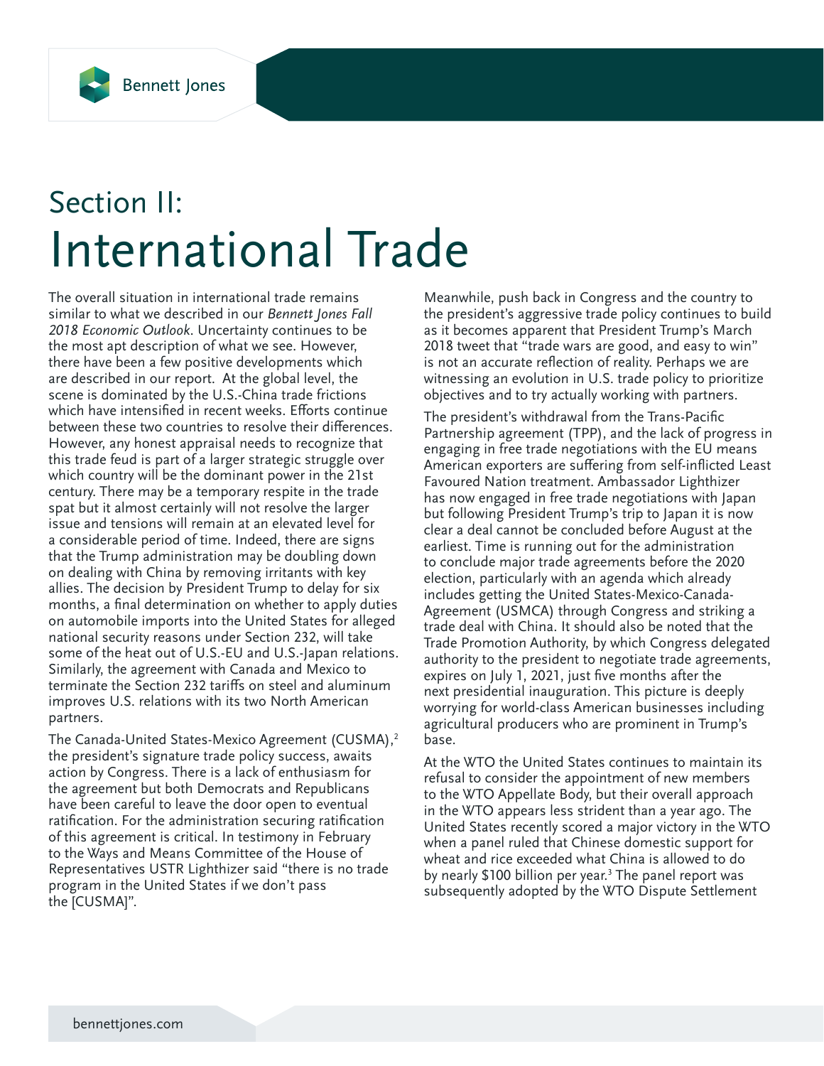# Section II: International Trade

The overall situation in international trade remains similar to what we described in our *Bennett Jones Fall 2018 Economic Outlook*. Uncertainty continues to be the most apt description of what we see. However, there have been a few positive developments which are described in our report. At the global level, the scene is dominated by the U.S.-China trade frictions which have intensified in recent weeks. Efforts continue between these two countries to resolve their differences. However, any honest appraisal needs to recognize that this trade feud is part of a larger strategic struggle over which country will be the dominant power in the 21st century. There may be a temporary respite in the trade spat but it almost certainly will not resolve the larger issue and tensions will remain at an elevated level for a considerable period of time. Indeed, there are signs that the Trump administration may be doubling down on dealing with China by removing irritants with key allies. The decision by President Trump to delay for six months, a final determination on whether to apply duties on automobile imports into the United States for alleged national security reasons under Section 232, will take some of the heat out of U.S.-EU and U.S.-Japan relations. Similarly, the agreement with Canada and Mexico to terminate the Section 232 tariffs on steel and aluminum improves U.S. relations with its two North American partners.

The Canada-United States-Mexico Agreement (CUSMA),[2] the president's signature trade policy success, awaits action by Congress. There is a lack of enthusiasm for the agreement but both Democrats and Republicans have been careful to leave the door open to eventual ratification. For the administration securing ratification of this agreement is critical. In testimony in February to the Ways and Means Committee of the House of Representatives USTR Lighthizer said "there is no trade program in the United States if we don't pass the [CUSMA]".

Meanwhile, push back in Congress and the country to the president's aggressive trade policy continues to build as it becomes apparent that President Trump's March 2018 tweet that "trade wars are good, and easy to win" is not an accurate reflection of reality. Perhaps we are witnessing an evolution in U.S. trade policy to prioritize objectives and to try actually working with partners.

The president's withdrawal from the Trans-Pacific Partnership agreement (TPP), and the lack of progress in engaging in free trade negotiations with the EU means American exporters are suffering from self-inflicted Least Favoured Nation treatment. Ambassador Lighthizer has now engaged in free trade negotiations with Japan but following President Trump's trip to Japan it is now clear a deal cannot be concluded before August at the earliest. Time is running out for the administration to conclude major trade agreements before the 2020 election, particularly with an agenda which already includes getting the United States-Mexico-Canada-Agreement (USMCA) through Congress and striking a trade deal with China. It should also be noted that the Trade Promotion Authority, by which Congress delegated authority to the president to negotiate trade agreements, expires on July 1, 2021, just five months after the next presidential inauguration. This picture is deeply worrying for world-class American businesses including agricultural producers who are prominent in Trump's base.

At the WTO the United States continues to maintain its refusal to consider the appointment of new members to the WTO Appellate Body, but their overall approach in the WTO appears less strident than a year ago. The United States recently scored a major victory in the WTO when a panel ruled that Chinese domestic support for wheat and rice exceeded what China is allowed to do by nearly $100 billion per year.[3] The panel report was subsequently adopted by the WTO Dispute Settlement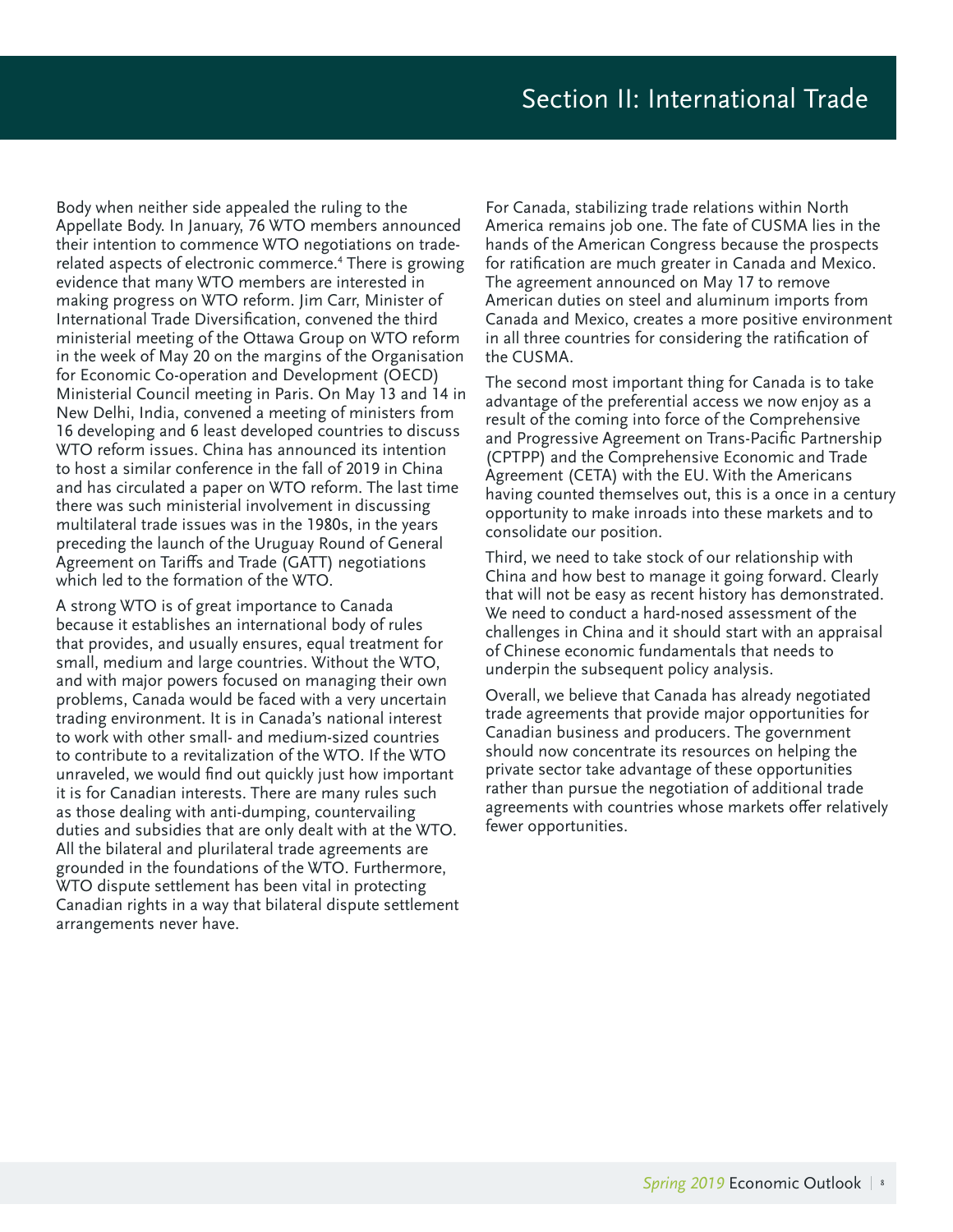# Section II: International Trade

Body when neither side appealed the ruling to the Appellate Body. In January, 76 WTO members announced their intention to commence WTO negotiations on trade-related aspects of electronic commerce.[4] There is growing evidence that many WTO members are interested in making progress on WTO reform. Jim Carr, Minister of International Trade Diversification, convened the third ministerial meeting of the Ottawa Group on WTO reform in the week of May 20 on the margins of the Organisation for Economic Co-operation and Development (OECD) Ministerial Council meeting in Paris. On May 13 and 14 in New Delhi, India, convened a meeting of ministers from 16 developing and 6 least developed countries to discuss WTO reform issues. China has announced its intention to host a similar conference in the fall of 2019 in China and has circulated a paper on WTO reform. The last time there was such ministerial involvement in discussing multilateral trade issues was in the 1980s, in the years preceding the launch of the Uruguay Round of General Agreement on Tariffs and Trade (GATT) negotiations which led to the formation of the WTO.

A strong WTO is of great importance to Canada because it establishes an international body of rules that provides, and usually ensures, equal treatment for small, medium and large countries. Without the WTO, and with major powers focused on managing their own problems, Canada would be faced with a very uncertain trading environment. It is in Canada's national interest to work with other small- and medium-sized countries to contribute to a revitalization of the WTO. If the WTO unraveled, we would find out quickly just how important it is for Canadian interests. There are many rules such as those dealing with anti-dumping, countervailing duties and subsidies that are only dealt with at the WTO. All the bilateral and plurilateral trade agreements are grounded in the foundations of the WTO. Furthermore, WTO dispute settlement has been vital in protecting Canadian rights in a way that bilateral dispute settlement arrangements never have.

For Canada, stabilizing trade relations within North America remains job one. The fate of CUSMA lies in the hands of the American Congress because the prospects for ratification are much greater in Canada and Mexico. The agreement announced on May 17 to remove American duties on steel and aluminum imports from Canada and Mexico, creates a more positive environment in all three countries for considering the ratification of the CUSMA.

The second most important thing for Canada is to take advantage of the preferential access we now enjoy as a result of the coming into force of the Comprehensive and Progressive Agreement on Trans-Pacific Partnership (CPTPP) and the Comprehensive Economic and Trade Agreement (CETA) with the EU. With the Americans having counted themselves out, this is a once in a century opportunity to make inroads into these markets and to consolidate our position.

Third, we need to take stock of our relationship with China and how best to manage it going forward. Clearly that will not be easy as recent history has demonstrated. We need to conduct a hard-nosed assessment of the challenges in China and it should start with an appraisal of Chinese economic fundamentals that needs to underpin the subsequent policy analysis.

Overall, we believe that Canada has already negotiated trade agreements that provide major opportunities for Canadian business and producers. The government should now concentrate its resources on helping the private sector take advantage of these opportunities rather than pursue the negotiation of additional trade agreements with countries whose markets offer relatively fewer opportunities.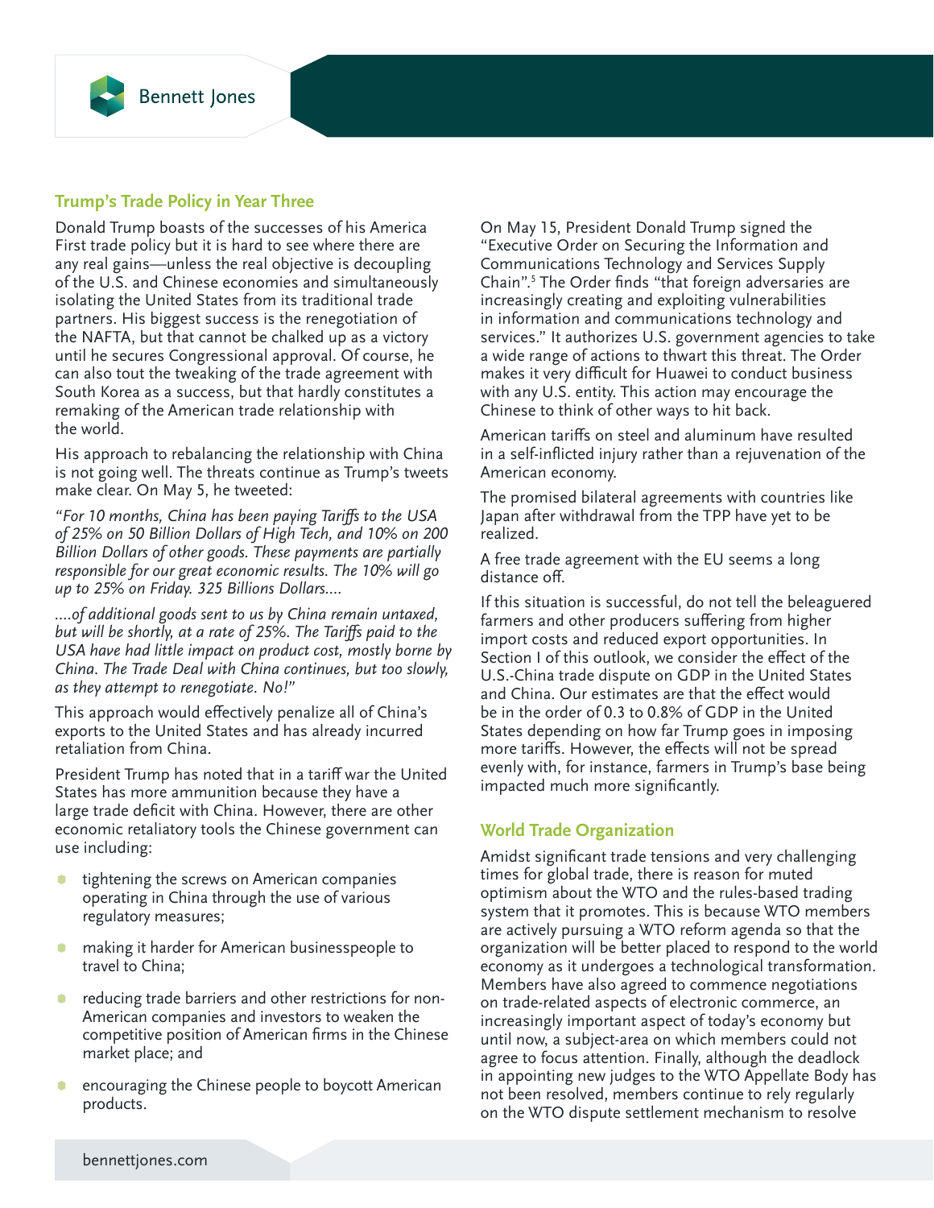## Trump's Trade Policy in Year Three

Donald Trump boasts of the successes of his America First trade policy but it is hard to see where there are any real gains—unless the real objective is decoupling of the U.S. and Chinese economies and simultaneously isolating the United States from its traditional trade partners. His biggest success is the renegotiation of the NAFTA, but that cannot be chalked up as a victory until he secures Congressional approval. Of course, he can also tout the tweaking of the trade agreement with South Korea as a success, but that hardly constitutes a remaking of the American trade relationship with the world.

His approach to rebalancing the relationship with China is not going well. The threats continue as Trump's tweets make clear. On May 5, he tweeted:

*"For 10 months, China has been paying Tariffs to the USA of 25% on 50 Billion Dollars of High Tech, and 10% on 200 Billion Dollars of other goods. These payments are partially responsible for our great economic results. The 10% will go up to 25% on Friday. 325 Billions Dollars....*

*....of additional goods sent to us by China remain untaxed, but will be shortly, at a rate of 25%. The Tariffs paid to the USA have had little impact on product cost, mostly borne by China. The Trade Deal with China continues, but too slowly, as they attempt to renegotiate. No!"*

This approach would effectively penalize all of China's exports to the United States and has already incurred retaliation from China.

President Trump has noted that in a tariff war the United States has more ammunition because they have a large trade deficit with China. However, there are other economic retaliatory tools the Chinese government can use including:

- tightening the screws on American companies operating in China through the use of various regulatory measures;
- making it harder for American businesspeople to travel to China;
- reducing trade barriers and other restrictions for non-American companies and investors to weaken the competitive position of American firms in the Chinese market place; and
- encouraging the Chinese people to boycott American products.

On May 15, President Donald Trump signed the "Executive Order on Securing the Information and Communications Technology and Services Supply Chain".[5] The Order finds "that foreign adversaries are increasingly creating and exploiting vulnerabilities in information and communications technology and services." It authorizes U.S. government agencies to take a wide range of actions to thwart this threat. The Order makes it very difficult for Huawei to conduct business with any U.S. entity. This action may encourage the Chinese to think of other ways to hit back.

American tariffs on steel and aluminum have resulted in a self-inflicted injury rather than a rejuvenation of the American economy.

The promised bilateral agreements with countries like Japan after withdrawal from the TPP have yet to be realized.

A free trade agreement with the EU seems a long distance off.

If this situation is successful, do not tell the beleaguered farmers and other producers suffering from higher import costs and reduced export opportunities. In Section I of this outlook, we consider the effect of the U.S.-China trade dispute on GDP in the United States and China. Our estimates are that the effect would be in the order of 0.3 to 0.8% of GDP in the United States depending on how far Trump goes in imposing more tariffs. However, the effects will not be spread evenly with, for instance, farmers in Trump's base being impacted much more significantly.

## World Trade Organization

Amidst significant trade tensions and very challenging times for global trade, there is reason for muted optimism about the WTO and the rules-based trading system that it promotes. This is because WTO members are actively pursuing a WTO reform agenda so that the organization will be better placed to respond to the world economy as it undergoes a technological transformation. Members have also agreed to commence negotiations on trade-related aspects of electronic commerce, an increasingly important aspect of today's economy but until now, a subject-area on which members could not agree to focus attention. Finally, although the deadlock in appointing new judges to the WTO Appellate Body has not been resolved, members continue to rely regularly on the WTO dispute settlement mechanism to resolve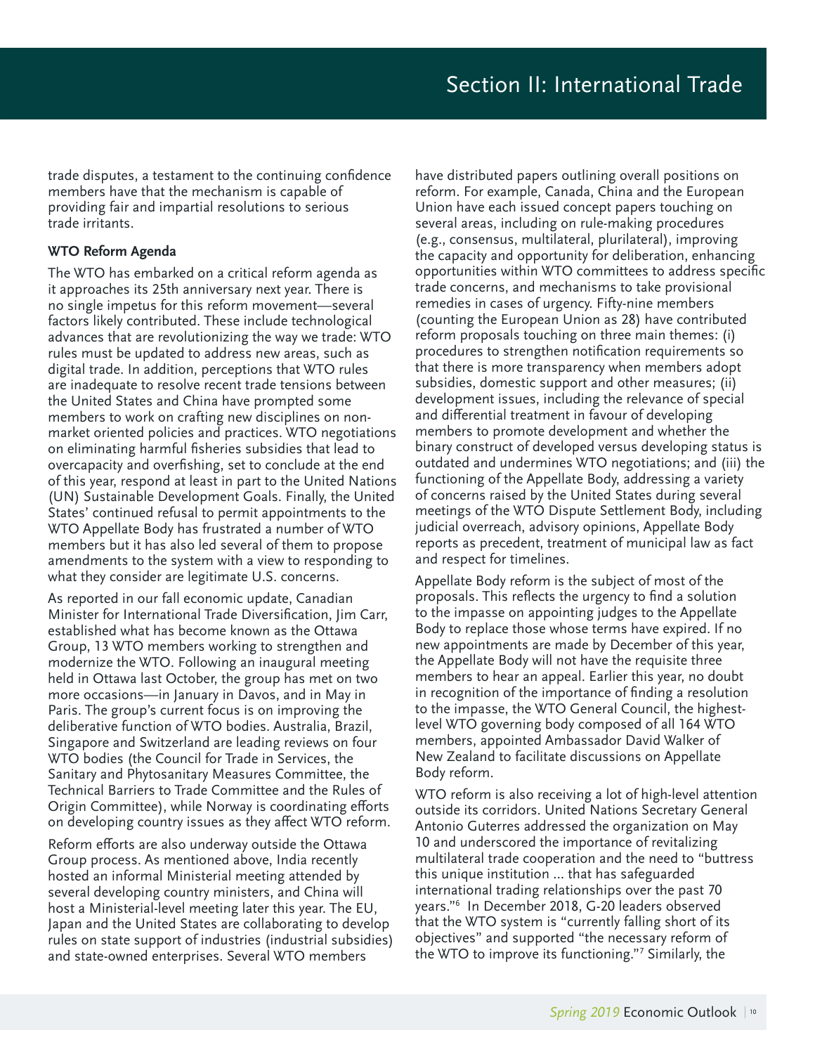trade disputes, a testament to the continuing confidence members have that the mechanism is capable of providing fair and impartial resolutions to serious trade irritants.

**WTO Reform Agenda**

The WTO has embarked on a critical reform agenda as it approaches its 25th anniversary next year. There is no single impetus for this reform movement—several factors likely contributed. These include technological advances that are revolutionizing the way we trade: WTO rules must be updated to address new areas, such as digital trade. In addition, perceptions that WTO rules are inadequate to resolve recent trade tensions between the United States and China have prompted some members to work on crafting new disciplines on non-market oriented policies and practices. WTO negotiations on eliminating harmful fisheries subsidies that lead to overcapacity and overfishing, set to conclude at the end of this year, respond at least in part to the United Nations (UN) Sustainable Development Goals. Finally, the United States' continued refusal to permit appointments to the WTO Appellate Body has frustrated a number of WTO members but it has also led several of them to propose amendments to the system with a view to responding to what they consider are legitimate U.S. concerns.

As reported in our fall economic update, Canadian Minister for International Trade Diversification, Jim Carr, established what has become known as the Ottawa Group, 13 WTO members working to strengthen and modernize the WTO. Following an inaugural meeting held in Ottawa last October, the group has met on two more occasions—in January in Davos, and in May in Paris. The group's current focus is on improving the deliberative function of WTO bodies. Australia, Brazil, Singapore and Switzerland are leading reviews on four WTO bodies (the Council for Trade in Services, the Sanitary and Phytosanitary Measures Committee, the Technical Barriers to Trade Committee and the Rules of Origin Committee), while Norway is coordinating efforts on developing country issues as they affect WTO reform.

Reform efforts are also underway outside the Ottawa Group process. As mentioned above, India recently hosted an informal Ministerial meeting attended by several developing country ministers, and China will host a Ministerial-level meeting later this year. The EU, Japan and the United States are collaborating to develop rules on state support of industries (industrial subsidies) and state-owned enterprises. Several WTO members have distributed papers outlining overall positions on reform. For example, Canada, China and the European Union have each issued concept papers touching on several areas, including on rule-making procedures (e.g., consensus, multilateral, plurilateral), improving the capacity and opportunity for deliberation, enhancing opportunities within WTO committees to address specific trade concerns, and mechanisms to take provisional remedies in cases of urgency. Fifty-nine members (counting the European Union as 28) have contributed reform proposals touching on three main themes: (i) procedures to strengthen notification requirements so that there is more transparency when members adopt subsidies, domestic support and other measures; (ii) development issues, including the relevance of special and differential treatment in favour of developing members to promote development and whether the binary construct of developed versus developing status is outdated and undermines WTO negotiations; and (iii) the functioning of the Appellate Body, addressing a variety of concerns raised by the United States during several meetings of the WTO Dispute Settlement Body, including judicial overreach, advisory opinions, Appellate Body reports as precedent, treatment of municipal law as fact and respect for timelines.

Appellate Body reform is the subject of most of the proposals. This reflects the urgency to find a solution to the impasse on appointing judges to the Appellate Body to replace those whose terms have expired. If no new appointments are made by December of this year, the Appellate Body will not have the requisite three members to hear an appeal. Earlier this year, no doubt in recognition of the importance of finding a resolution to the impasse, the WTO General Council, the highest-level WTO governing body composed of all 164 WTO members, appointed Ambassador David Walker of New Zealand to facilitate discussions on Appellate Body reform.

WTO reform is also receiving a lot of high-level attention outside its corridors. United Nations Secretary General Antonio Guterres addressed the organization on May 10 and underscored the importance of revitalizing multilateral trade cooperation and the need to "buttress this unique institution ... that has safeguarded international trading relationships over the past 70 years."[6] In December 2018, G-20 leaders observed that the WTO system is "currently falling short of its objectives" and supported "the necessary reform of the WTO to improve its functioning."[7] Similarly, the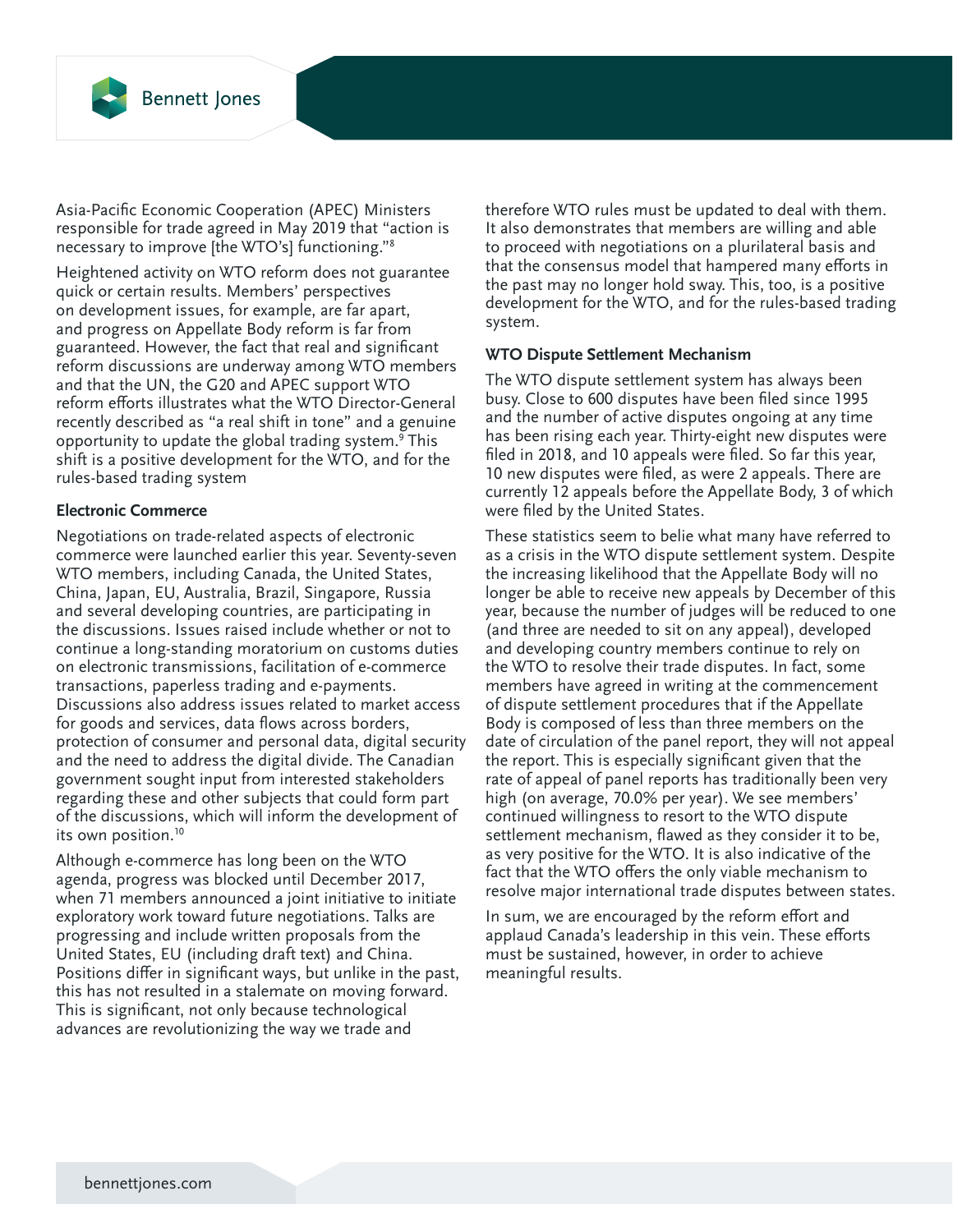Asia-Pacific Economic Cooperation (APEC) Ministers responsible for trade agreed in May 2019 that "action is necessary to improve [the WTO's] functioning."[8]

Heightened activity on WTO reform does not guarantee quick or certain results. Members' perspectives on development issues, for example, are far apart, and progress on Appellate Body reform is far from guaranteed. However, the fact that real and significant reform discussions are underway among WTO members and that the UN, the G20 and APEC support WTO reform efforts illustrates what the WTO Director-General recently described as "a real shift in tone" and a genuine opportunity to update the global trading system.[9] This shift is a positive development for the WTO, and for the rules-based trading system

**Electronic Commerce**

Negotiations on trade-related aspects of electronic commerce were launched earlier this year. Seventy-seven WTO members, including Canada, the United States, China, Japan, EU, Australia, Brazil, Singapore, Russia and several developing countries, are participating in the discussions. Issues raised include whether or not to continue a long-standing moratorium on customs duties on electronic transmissions, facilitation of e-commerce transactions, paperless trading and e-payments. Discussions also address issues related to market access for goods and services, data flows across borders, protection of consumer and personal data, digital security and the need to address the digital divide. The Canadian government sought input from interested stakeholders regarding these and other subjects that could form part of the discussions, which will inform the development of its own position.[10]

Although e-commerce has long been on the WTO agenda, progress was blocked until December 2017, when 71 members announced a joint initiative to initiate exploratory work toward future negotiations. Talks are progressing and include written proposals from the United States, EU (including draft text) and China. Positions differ in significant ways, but unlike in the past, this has not resulted in a stalemate on moving forward. This is significant, not only because technological advances are revolutionizing the way we trade and therefore WTO rules must be updated to deal with them. It also demonstrates that members are willing and able to proceed with negotiations on a plurilateral basis and that the consensus model that hampered many efforts in the past may no longer hold sway. This, too, is a positive development for the WTO, and for the rules-based trading system.

**WTO Dispute Settlement Mechanism**

The WTO dispute settlement system has always been busy. Close to 600 disputes have been filed since 1995 and the number of active disputes ongoing at any time has been rising each year. Thirty-eight new disputes were filed in 2018, and 10 appeals were filed. So far this year, 10 new disputes were filed, as were 2 appeals. There are currently 12 appeals before the Appellate Body, 3 of which were filed by the United States.

These statistics seem to belie what many have referred to as a crisis in the WTO dispute settlement system. Despite the increasing likelihood that the Appellate Body will no longer be able to receive new appeals by December of this year, because the number of judges will be reduced to one (and three are needed to sit on any appeal), developed and developing country members continue to rely on the WTO to resolve their trade disputes. In fact, some members have agreed in writing at the commencement of dispute settlement procedures that if the Appellate Body is composed of less than three members on the date of circulation of the panel report, they will not appeal the report. This is especially significant given that the rate of appeal of panel reports has traditionally been very high (on average, 70.0% per year). We see members' continued willingness to resort to the WTO dispute settlement mechanism, flawed as they consider it to be, as very positive for the WTO. It is also indicative of the fact that the WTO offers the only viable mechanism to resolve major international trade disputes between states.

In sum, we are encouraged by the reform effort and applaud Canada's leadership in this vein. These efforts must be sustained, however, in order to achieve meaningful results.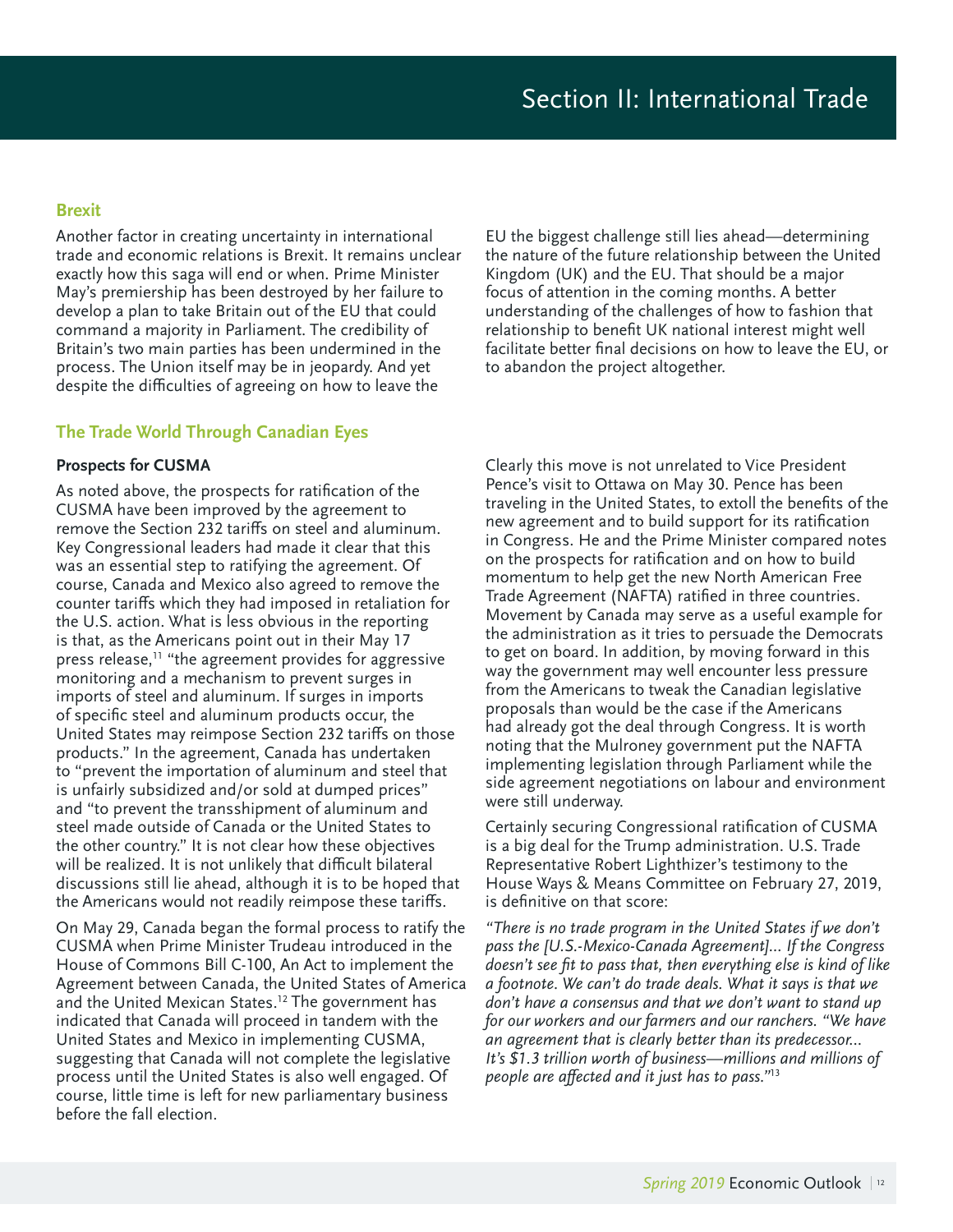# Section II: International Trade

## Brexit

Another factor in creating uncertainty in international trade and economic relations is Brexit. It remains unclear exactly how this saga will end or when. Prime Minister May's premiership has been destroyed by her failure to develop a plan to take Britain out of the EU that could command a majority in Parliament. The credibility of Britain's two main parties has been undermined in the process. The Union itself may be in jeopardy. And yet despite the difficulties of agreeing on how to leave the EU the biggest challenge still lies ahead—determining the nature of the future relationship between the United Kingdom (UK) and the EU. That should be a major focus of attention in the coming months. A better understanding of the challenges of how to fashion that relationship to benefit UK national interest might well facilitate better final decisions on how to leave the EU, or to abandon the project altogether.

## The Trade World Through Canadian Eyes

### Prospects for CUSMA

As noted above, the prospects for ratification of the CUSMA have been improved by the agreement to remove the Section 232 tariffs on steel and aluminum. Key Congressional leaders had made it clear that this was an essential step to ratifying the agreement. Of course, Canada and Mexico also agreed to remove the counter tariffs which they had imposed in retaliation for the U.S. action. What is less obvious in the reporting is that, as the Americans point out in their May 17 press release,[11] "the agreement provides for aggressive monitoring and a mechanism to prevent surges in imports of steel and aluminum. If surges in imports of specific steel and aluminum products occur, the United States may reimpose Section 232 tariffs on those products." In the agreement, Canada has undertaken to "prevent the importation of aluminum and steel that is unfairly subsidized and/or sold at dumped prices" and "to prevent the transshipment of aluminum and steel made outside of Canada or the United States to the other country." It is not clear how these objectives will be realized. It is not unlikely that difficult bilateral discussions still lie ahead, although it is to be hoped that the Americans would not readily reimpose these tariffs.

On May 29, Canada began the formal process to ratify the CUSMA when Prime Minister Trudeau introduced in the House of Commons Bill C-100, An Act to implement the Agreement between Canada, the United States of America and the United Mexican States.[12] The government has indicated that Canada will proceed in tandem with the United States and Mexico in implementing CUSMA, suggesting that Canada will not complete the legislative process until the United States is also well engaged. Of course, little time is left for new parliamentary business before the fall election.

Clearly this move is not unrelated to Vice President Pence's visit to Ottawa on May 30. Pence has been traveling in the United States, to extoll the benefits of the new agreement and to build support for its ratification in Congress. He and the Prime Minister compared notes on the prospects for ratification and on how to build momentum to help get the new North American Free Trade Agreement (NAFTA) ratified in three countries. Movement by Canada may serve as a useful example for the administration as it tries to persuade the Democrats to get on board. In addition, by moving forward in this way the government may well encounter less pressure from the Americans to tweak the Canadian legislative proposals than would be the case if the Americans had already got the deal through Congress. It is worth noting that the Mulroney government put the NAFTA implementing legislation through Parliament while the side agreement negotiations on labour and environment were still underway.

Certainly securing Congressional ratification of CUSMA is a big deal for the Trump administration. U.S. Trade Representative Robert Lighthizer's testimony to the House Ways & Means Committee on February 27, 2019, is definitive on that score:

*"There is no trade program in the United States if we don't pass the [U.S.-Mexico-Canada Agreement]... If the Congress doesn't see fit to pass that, then everything else is kind of like a footnote. We can't do trade deals. What it says is that we don't have a consensus and that we don't want to stand up for our workers and our farmers and our ranchers. "We have an agreement that is clearly better than its predecessor... It's $1.3 trillion worth of business—millions and millions of people are affected and it just has to pass."*[13]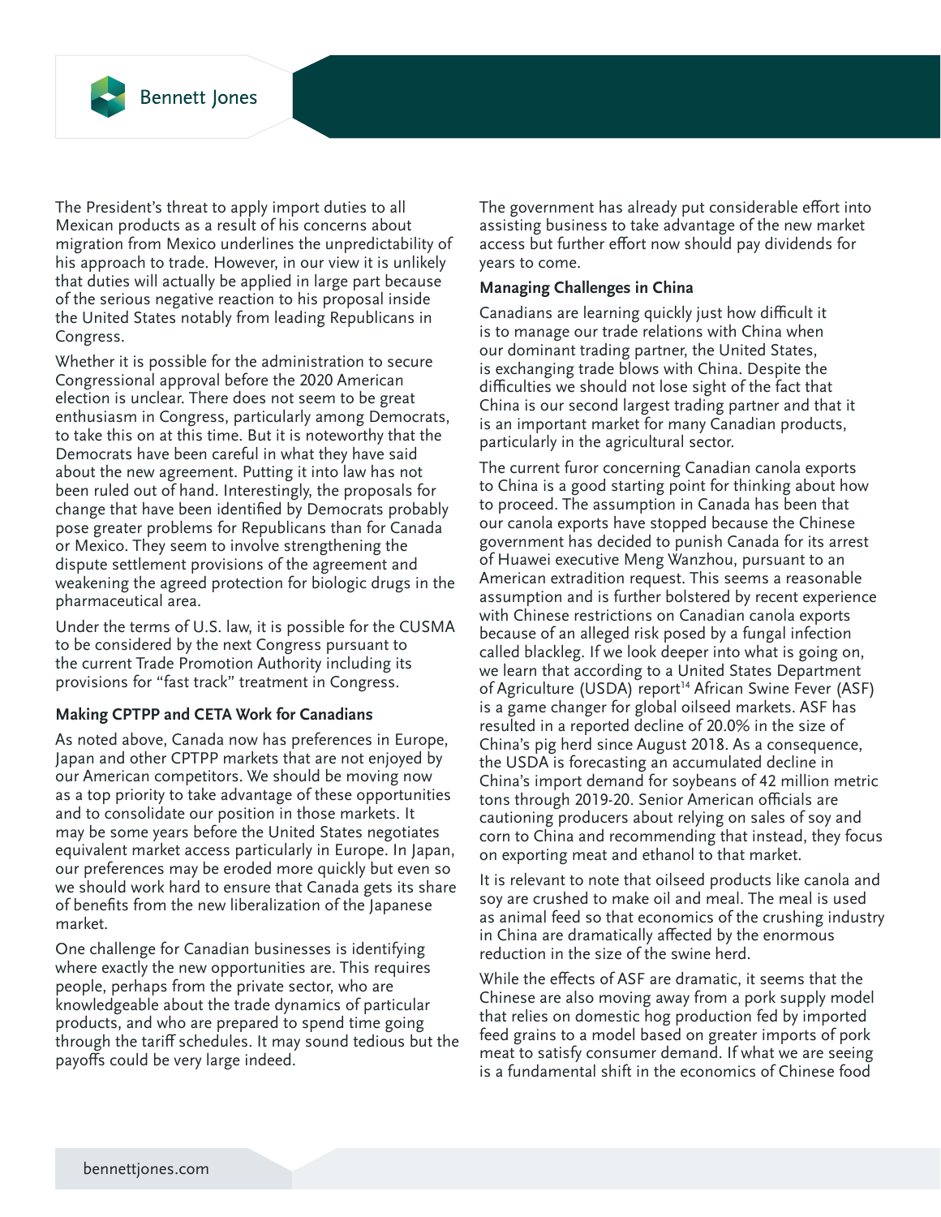The President's threat to apply import duties to all Mexican products as a result of his concerns about migration from Mexico underlines the unpredictability of his approach to trade. However, in our view it is unlikely that duties will actually be applied in large part because of the serious negative reaction to his proposal inside the United States notably from leading Republicans in Congress.

Whether it is possible for the administration to secure Congressional approval before the 2020 American election is unclear. There does not seem to be great enthusiasm in Congress, particularly among Democrats, to take this on at this time. But it is noteworthy that the Democrats have been careful in what they have said about the new agreement. Putting it into law has not been ruled out of hand. Interestingly, the proposals for change that have been identified by Democrats probably pose greater problems for Republicans than for Canada or Mexico. They seem to involve strengthening the dispute settlement provisions of the agreement and weakening the agreed protection for biologic drugs in the pharmaceutical area.

Under the terms of U.S. law, it is possible for the CUSMA to be considered by the next Congress pursuant to the current Trade Promotion Authority including its provisions for "fast track" treatment in Congress.

### Making CPTPP and CETA Work for Canadians

As noted above, Canada now has preferences in Europe, Japan and other CPTPP markets that are not enjoyed by our American competitors. We should be moving now as a top priority to take advantage of these opportunities and to consolidate our position in those markets. It may be some years before the United States negotiates equivalent market access particularly in Europe. In Japan, our preferences may be eroded more quickly but even so we should work hard to ensure that Canada gets its share of benefits from the new liberalization of the Japanese market.

One challenge for Canadian businesses is identifying where exactly the new opportunities are. This requires people, perhaps from the private sector, who are knowledgeable about the trade dynamics of particular products, and who are prepared to spend time going through the tariff schedules. It may sound tedious but the payoffs could be very large indeed.

The government has already put considerable effort into assisting business to take advantage of the new market access but further effort now should pay dividends for years to come.

### Managing Challenges in China

Canadians are learning quickly just how difficult it is to manage our trade relations with China when our dominant trading partner, the United States, is exchanging trade blows with China. Despite the difficulties we should not lose sight of the fact that China is our second largest trading partner and that it is an important market for many Canadian products, particularly in the agricultural sector.

The current furor concerning Canadian canola exports to China is a good starting point for thinking about how to proceed. The assumption in Canada has been that our canola exports have stopped because the Chinese government has decided to punish Canada for its arrest of Huawei executive Meng Wanzhou, pursuant to an American extradition request. This seems a reasonable assumption and is further bolstered by recent experience with Chinese restrictions on Canadian canola exports because of an alleged risk posed by a fungal infection called blackleg. If we look deeper into what is going on, we learn that according to a United States Department of Agriculture (USDA) report[14] African Swine Fever (ASF) is a game changer for global oilseed markets. ASF has resulted in a reported decline of 20.0% in the size of China's pig herd since August 2018. As a consequence, the USDA is forecasting an accumulated decline in China's import demand for soybeans of 42 million metric tons through 2019-20. Senior American officials are cautioning producers about relying on sales of soy and corn to China and recommending that instead, they focus on exporting meat and ethanol to that market.

It is relevant to note that oilseed products like canola and soy are crushed to make oil and meal. The meal is used as animal feed so that economics of the crushing industry in China are dramatically affected by the enormous reduction in the size of the swine herd.

While the effects of ASF are dramatic, it seems that the Chinese are also moving away from a pork supply model that relies on domestic hog production fed by imported feed grains to a model based on greater imports of pork meat to satisfy consumer demand. If what we are seeing is a fundamental shift in the economics of Chinese food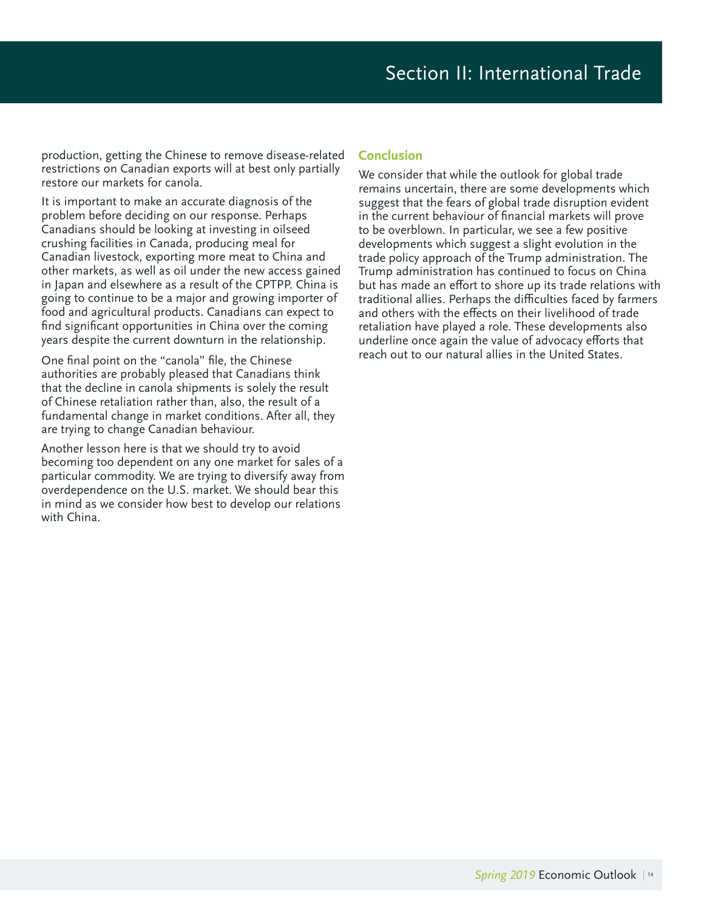production, getting the Chinese to remove disease-related restrictions on Canadian exports will at best only partially restore our markets for canola.

It is important to make an accurate diagnosis of the problem before deciding on our response. Perhaps Canadians should be looking at investing in oilseed crushing facilities in Canada, producing meal for Canadian livestock, exporting more meat to China and other markets, as well as oil under the new access gained in Japan and elsewhere as a result of the CPTPP. China is going to continue to be a major and growing importer of food and agricultural products. Canadians can expect to find significant opportunities in China over the coming years despite the current downturn in the relationship.

One final point on the "canola" file, the Chinese authorities are probably pleased that Canadians think that the decline in canola shipments is solely the result of Chinese retaliation rather than, also, the result of a fundamental change in market conditions. After all, they are trying to change Canadian behaviour.

Another lesson here is that we should try to avoid becoming too dependent on any one market for sales of a particular commodity. We are trying to diversify away from overdependence on the U.S. market. We should bear this in mind as we consider how best to develop our relations with China.

## Conclusion

We consider that while the outlook for global trade remains uncertain, there are some developments which suggest that the fears of global trade disruption evident in the current behaviour of financial markets will prove to be overblown. In particular, we see a few positive developments which suggest a slight evolution in the trade policy approach of the Trump administration. The Trump administration has continued to focus on China but has made an effort to shore up its trade relations with traditional allies. Perhaps the difficulties faced by farmers and others with the effects on their livelihood of trade retaliation have played a role. These developments also underline once again the value of advocacy efforts that reach out to our natural allies in the United States.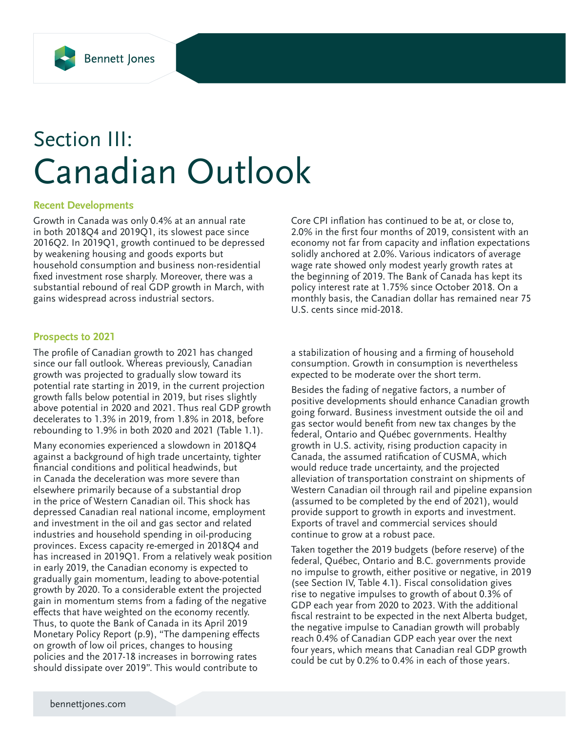# Section III: Canadian Outlook

## Recent Developments

Growth in Canada was only 0.4% at an annual rate in both 2018Q4 and 2019Q1, its slowest pace since 2016Q2. In 2019Q1, growth continued to be depressed by weakening housing and goods exports but household consumption and business non-residential fixed investment rose sharply. Moreover, there was a substantial rebound of real GDP growth in March, with gains widespread across industrial sectors.

Core CPI inflation has continued to be at, or close to, 2.0% in the first four months of 2019, consistent with an economy not far from capacity and inflation expectations solidly anchored at 2.0%. Various indicators of average wage rate showed only modest yearly growth rates at the beginning of 2019. The Bank of Canada has kept its policy interest rate at 1.75% since October 2018. On a monthly basis, the Canadian dollar has remained near 75 U.S. cents since mid-2018.

## Prospects to 2021

The profile of Canadian growth to 2021 has changed since our fall outlook. Whereas previously, Canadian growth was projected to gradually slow toward its potential rate starting in 2019, in the current projection growth falls below potential in 2019, but rises slightly above potential in 2020 and 2021. Thus real GDP growth decelerates to 1.3% in 2019, from 1.8% in 2018, before rebounding to 1.9% in both 2020 and 2021 (Table 1.1).

Many economies experienced a slowdown in 2018Q4 against a background of high trade uncertainty, tighter financial conditions and political headwinds, but in Canada the deceleration was more severe than elsewhere primarily because of a substantial drop in the price of Western Canadian oil. This shock has depressed Canadian real national income, employment and investment in the oil and gas sector and related industries and household spending in oil-producing provinces. Excess capacity re-emerged in 2018Q4 and has increased in 2019Q1. From a relatively weak position in early 2019, the Canadian economy is expected to gradually gain momentum, leading to above-potential growth by 2020. To a considerable extent the projected gain in momentum stems from a fading of the negative effects that have weighted on the economy recently. Thus, to quote the Bank of Canada in its April 2019 Monetary Policy Report (p.9), "The dampening effects on growth of low oil prices, changes to housing policies and the 2017-18 increases in borrowing rates should dissipate over 2019". This would contribute to a stabilization of housing and a firming of household consumption. Growth in consumption is nevertheless expected to be moderate over the short term.

Besides the fading of negative factors, a number of positive developments should enhance Canadian growth going forward. Business investment outside the oil and gas sector would benefit from new tax changes by the federal, Ontario and Québec governments. Healthy growth in U.S. activity, rising production capacity in Canada, the assumed ratification of CUSMA, which would reduce trade uncertainty, and the projected alleviation of transportation constraint on shipments of Western Canadian oil through rail and pipeline expansion (assumed to be completed by the end of 2021), would provide support to growth in exports and investment. Exports of travel and commercial services should continue to grow at a robust pace.

Taken together the 2019 budgets (before reserve) of the federal, Québec, Ontario and B.C. governments provide no impulse to growth, either positive or negative, in 2019 (see Section IV, Table 4.1). Fiscal consolidation gives rise to negative impulses to growth of about 0.3% of GDP each year from 2020 to 2023. With the additional fiscal restraint to be expected in the next Alberta budget, the negative impulse to Canadian growth will probably reach 0.4% of Canadian GDP each year over the next four years, which means that Canadian real GDP growth could be cut by 0.2% to 0.4% in each of those years.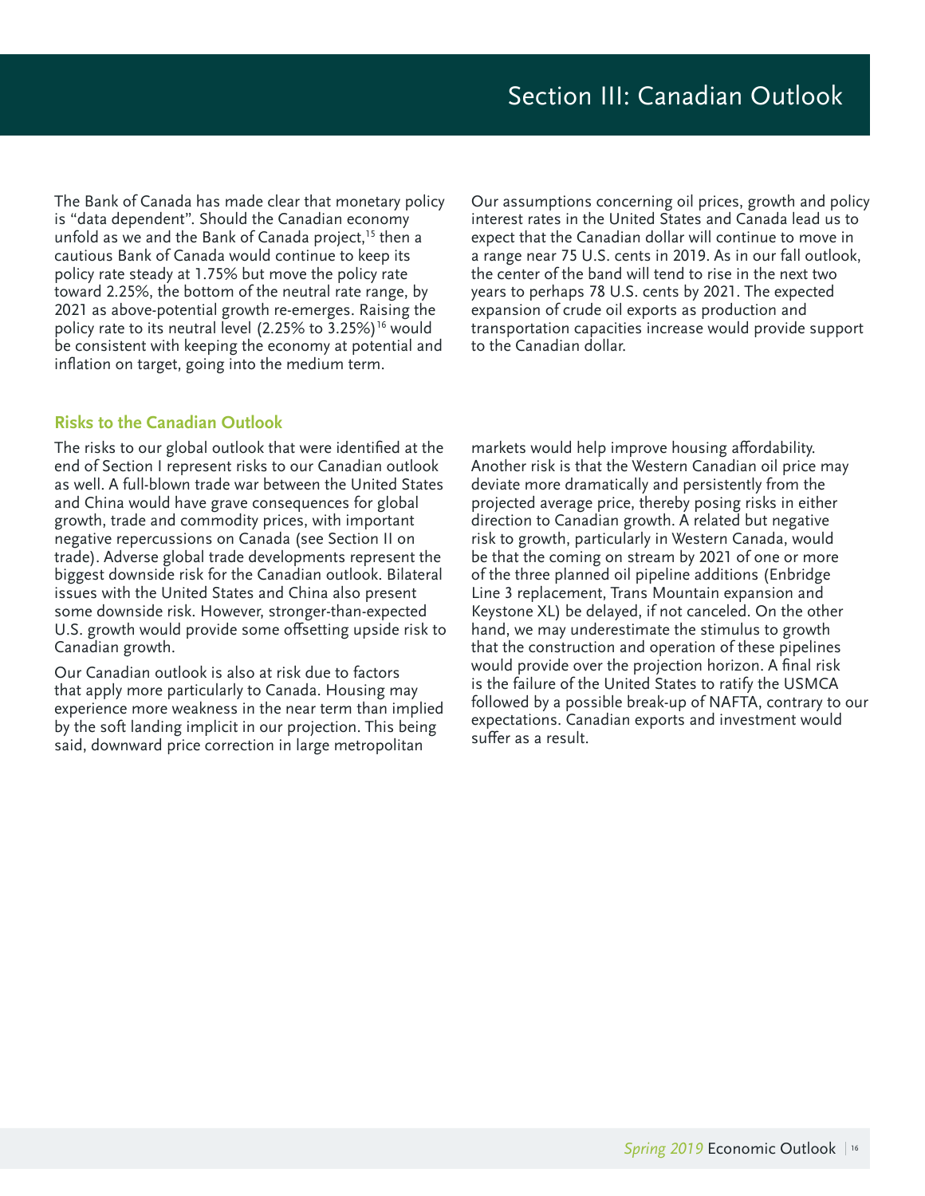# Section III: Canadian Outlook

The Bank of Canada has made clear that monetary policy is "data dependent". Should the Canadian economy unfold as we and the Bank of Canada project,[15] then a cautious Bank of Canada would continue to keep its policy rate steady at 1.75% but move the policy rate toward 2.25%, the bottom of the neutral rate range, by 2021 as above-potential growth re-emerges. Raising the policy rate to its neutral level (2.25% to 3.25%)[16] would be consistent with keeping the economy at potential and inflation on target, going into the medium term.

Our assumptions concerning oil prices, growth and policy interest rates in the United States and Canada lead us to expect that the Canadian dollar will continue to move in a range near 75 U.S. cents in 2019. As in our fall outlook, the center of the band will tend to rise in the next two years to perhaps 78 U.S. cents by 2021. The expected expansion of crude oil exports as production and transportation capacities increase would provide support to the Canadian dollar.

## Risks to the Canadian Outlook

The risks to our global outlook that were identified at the end of Section I represent risks to our Canadian outlook as well. A full-blown trade war between the United States and China would have grave consequences for global growth, trade and commodity prices, with important negative repercussions on Canada (see Section II on trade). Adverse global trade developments represent the biggest downside risk for the Canadian outlook. Bilateral issues with the United States and China also present some downside risk. However, stronger-than-expected U.S. growth would provide some offsetting upside risk to Canadian growth.

Our Canadian outlook is also at risk due to factors that apply more particularly to Canada. Housing may experience more weakness in the near term than implied by the soft landing implicit in our projection. This being said, downward price correction in large metropolitan markets would help improve housing affordability. Another risk is that the Western Canadian oil price may deviate more dramatically and persistently from the projected average price, thereby posing risks in either direction to Canadian growth. A related but negative risk to growth, particularly in Western Canada, would be that the coming on stream by 2021 of one or more of the three planned oil pipeline additions (Enbridge Line 3 replacement, Trans Mountain expansion and Keystone XL) be delayed, if not canceled. On the other hand, we may underestimate the stimulus to growth that the construction and operation of these pipelines would provide over the projection horizon. A final risk is the failure of the United States to ratify the USMCA followed by a possible break-up of NAFTA, contrary to our expectations. Canadian exports and investment would suffer as a result.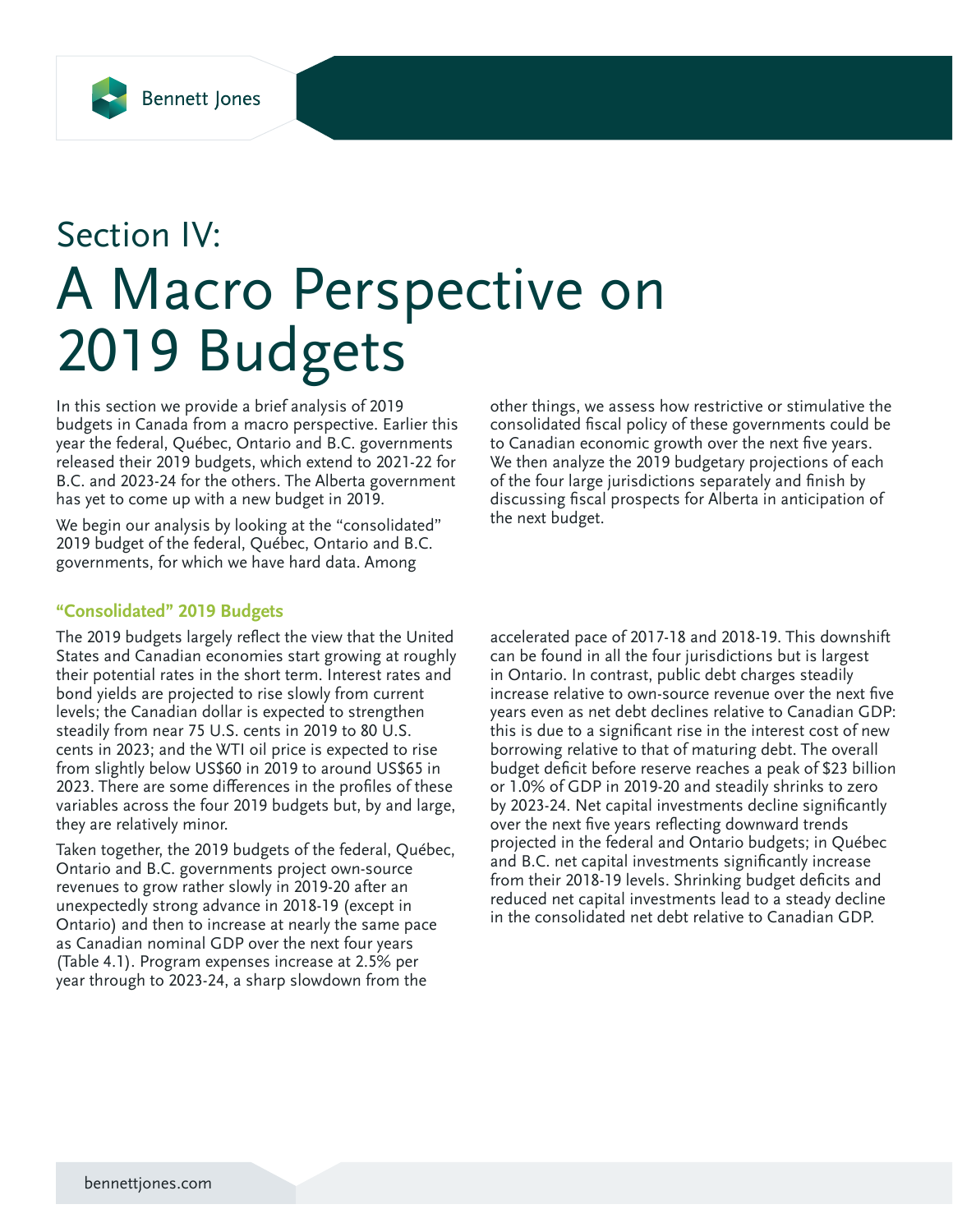# Section IV:

# A Macro Perspective on 2019 Budgets

In this section we provide a brief analysis of 2019 budgets in Canada from a macro perspective. Earlier this year the federal, Québec, Ontario and B.C. governments released their 2019 budgets, which extend to 2021-22 for B.C. and 2023-24 for the others. The Alberta government has yet to come up with a new budget in 2019.

We begin our analysis by looking at the "consolidated" 2019 budget of the federal, Québec, Ontario and B.C. governments, for which we have hard data. Among other things, we assess how restrictive or stimulative the consolidated fiscal policy of these governments could be to Canadian economic growth over the next five years. We then analyze the 2019 budgetary projections of each of the four large jurisdictions separately and finish by discussing fiscal prospects for Alberta in anticipation of the next budget.

## "Consolidated" 2019 Budgets

The 2019 budgets largely reflect the view that the United States and Canadian economies start growing at roughly their potential rates in the short term. Interest rates and bond yields are projected to rise slowly from current levels; the Canadian dollar is expected to strengthen steadily from near 75 U.S. cents in 2019 to 80 U.S. cents in 2023; and the WTI oil price is expected to rise from slightly below US$60 in 2019 to around US$65 in 2023. There are some differences in the profiles of these variables across the four 2019 budgets but, by and large, they are relatively minor.

Taken together, the 2019 budgets of the federal, Québec, Ontario and B.C. governments project own-source revenues to grow rather slowly in 2019-20 after an unexpectedly strong advance in 2018-19 (except in Ontario) and then to increase at nearly the same pace as Canadian nominal GDP over the next four years (Table 4.1). Program expenses increase at 2.5% per year through to 2023-24, a sharp slowdown from the accelerated pace of 2017-18 and 2018-19. This downshift can be found in all the four jurisdictions but is largest in Ontario. In contrast, public debt charges steadily increase relative to own-source revenue over the next five years even as net debt declines relative to Canadian GDP: this is due to a significant rise in the interest cost of new borrowing relative to that of maturing debt. The overall budget deficit before reserve reaches a peak of $23 billion or 1.0% of GDP in 2019-20 and steadily shrinks to zero by 2023-24. Net capital investments decline significantly over the next five years reflecting downward trends projected in the federal and Ontario budgets; in Québec and B.C. net capital investments significantly increase from their 2018-19 levels. Shrinking budget deficits and reduced net capital investments lead to a steady decline in the consolidated net debt relative to Canadian GDP.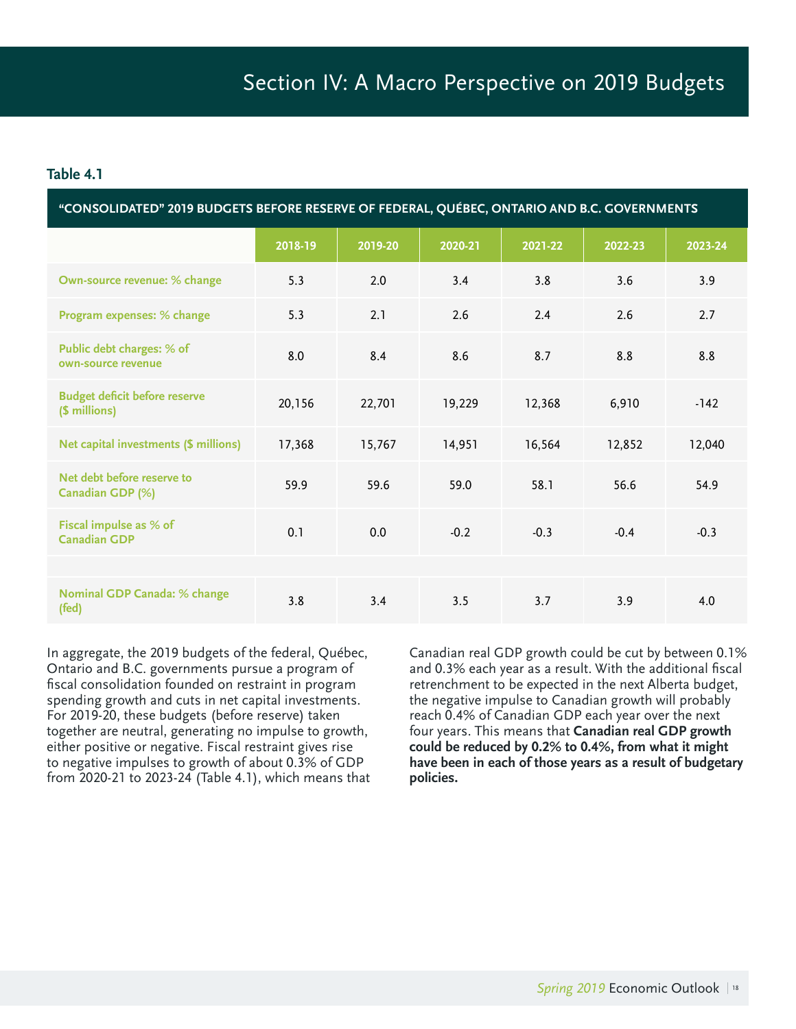# Section IV: A Macro Perspective on 2019 Budgets

### Table 4.1

**"CONSOLIDATED" 2019 BUDGETS BEFORE RESERVE OF FEDERAL, QUÉBEC, ONTARIO AND B.C. GOVERNMENTS**

| | 2018-19 | 2019-20 | 2020-21 | 2021-22 | 2022-23 | 2023-24 |
|---|---|---|---|---|---|---|
| Own-source revenue: % change | 5.3 | 2.0 | 3.4 | 3.8 | 3.6 | 3.9 |
| Program expenses: % change | 5.3 | 2.1 | 2.6 | 2.4 | 2.6 | 2.7 |
| Public debt charges: % of own-source revenue | 8.0 | 8.4 | 8.6 | 8.7 | 8.8 | 8.8 |
| Budget deficit before reserve ($ millions) | 20,156 | 22,701 | 19,229 | 12,368 | 6,910 | -142 |
| Net capital investments ($ millions) | 17,368 | 15,767 | 14,951 | 16,564 | 12,852 | 12,040 |
| Net debt before reserve to Canadian GDP (%) | 59.9 | 59.6 | 59.0 | 58.1 | 56.6 | 54.9 |
| Fiscal impulse as % of Canadian GDP | 0.1 | 0.0 | -0.2 | -0.3 | -0.4 | -0.3 |
| | | | | | | |
| Nominal GDP Canada: % change (fed) | 3.8 | 3.4 | 3.5 | 3.7 | 3.9 | 4.0 |

In aggregate, the 2019 budgets of the federal, Québec, Ontario and B.C. governments pursue a program of fiscal consolidation founded on restraint in program spending growth and cuts in net capital investments. For 2019-20, these budgets (before reserve) taken together are neutral, generating no impulse to growth, either positive or negative. Fiscal restraint gives rise to negative impulses to growth of about 0.3% of GDP from 2020-21 to 2023-24 (Table 4.1), which means that Canadian real GDP growth could be cut by between 0.1% and 0.3% each year as a result. With the additional fiscal retrenchment to be expected in the next Alberta budget, the negative impulse to Canadian growth will probably reach 0.4% of Canadian GDP each year over the next four years. This means that **Canadian real GDP growth could be reduced by 0.2% to 0.4%, from what it might have been in each of those years as a result of budgetary policies.**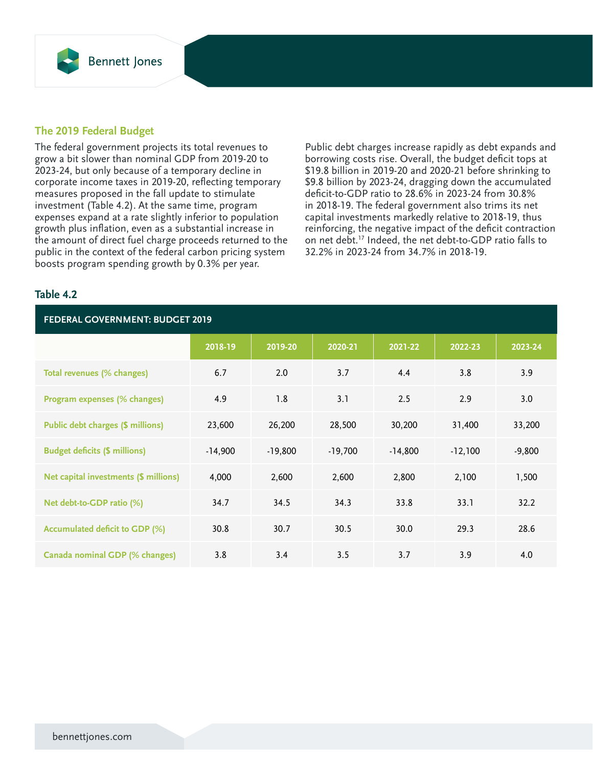## The 2019 Federal Budget

The federal government projects its total revenues to grow a bit slower than nominal GDP from 2019-20 to 2023-24, but only because of a temporary decline in corporate income taxes in 2019-20, reflecting temporary measures proposed in the fall update to stimulate investment (Table 4.2). At the same time, program expenses expand at a rate slightly inferior to population growth plus inflation, even as a substantial increase in the amount of direct fuel charge proceeds returned to the public in the context of the federal carbon pricing system boosts program spending growth by 0.3% per year.

Public debt charges increase rapidly as debt expands and borrowing costs rise. Overall, the budget deficit tops at $19.8 billion in 2019-20 and 2020-21 before shrinking to $9.8 billion by 2023-24, dragging down the accumulated deficit-to-GDP ratio to 28.6% in 2023-24 from 30.8% in 2018-19. The federal government also trims its net capital investments markedly relative to 2018-19, thus reinforcing, the negative impact of the deficit contraction on net debt.[17] Indeed, the net debt-to-GDP ratio falls to 32.2% in 2023-24 from 34.7% in 2018-19.

### Table 4.2

**FEDERAL GOVERNMENT: BUDGET 2019**

| | 2018-19 | 2019-20 | 2020-21 | 2021-22 | 2022-23 | 2023-24 |
|---|---|---|---|---|---|---|
| Total revenues (% changes) | 6.7 | 2.0 | 3.7 | 4.4 | 3.8 | 3.9 |
| Program expenses (% changes) | 4.9 | 1.8 | 3.1 | 2.5 | 2.9 | 3.0 |
| Public debt charges ($ millions) | 23,600 | 26,200 | 28,500 | 30,200 | 31,400 | 33,200 |
| Budget deficits ($ millions) | -14,900 | -19,800 | -19,700 | -14,800 | -12,100 | -9,800 |
| Net capital investments ($ millions) | 4,000 | 2,600 | 2,600 | 2,800 | 2,100 | 1,500 |
| Net debt-to-GDP ratio (%) | 34.7 | 34.5 | 34.3 | 33.8 | 33.1 | 32.2 |
| Accumulated deficit to GDP (%) | 30.8 | 30.7 | 30.5 | 30.0 | 29.3 | 28.6 |
| Canada nominal GDP (% changes) | 3.8 | 3.4 | 3.5 | 3.7 | 3.9 | 4.0 |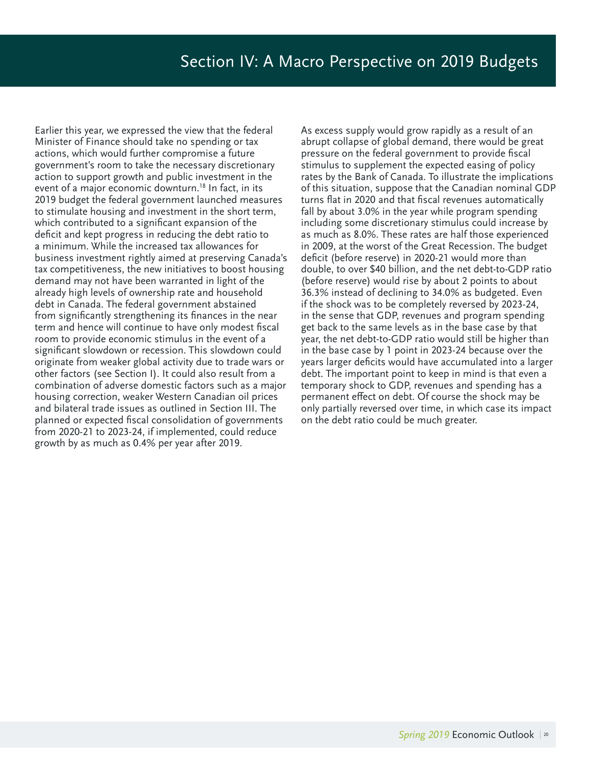# Section IV: A Macro Perspective on 2019 Budgets

Earlier this year, we expressed the view that the federal Minister of Finance should take no spending or tax actions, which would further compromise a future government's room to take the necessary discretionary action to support growth and public investment in the event of a major economic downturn.[18] In fact, in its 2019 budget the federal government launched measures to stimulate housing and investment in the short term, which contributed to a significant expansion of the deficit and kept progress in reducing the debt ratio to a minimum. While the increased tax allowances for business investment rightly aimed at preserving Canada's tax competitiveness, the new initiatives to boost housing demand may not have been warranted in light of the already high levels of ownership rate and household debt in Canada. The federal government abstained from significantly strengthening its finances in the near term and hence will continue to have only modest fiscal room to provide economic stimulus in the event of a significant slowdown or recession. This slowdown could originate from weaker global activity due to trade wars or other factors (see Section I). It could also result from a combination of adverse domestic factors such as a major housing correction, weaker Western Canadian oil prices and bilateral trade issues as outlined in Section III. The planned or expected fiscal consolidation of governments from 2020-21 to 2023-24, if implemented, could reduce growth by as much as 0.4% per year after 2019.

As excess supply would grow rapidly as a result of an abrupt collapse of global demand, there would be great pressure on the federal government to provide fiscal stimulus to supplement the expected easing of policy rates by the Bank of Canada. To illustrate the implications of this situation, suppose that the Canadian nominal GDP turns flat in 2020 and that fiscal revenues automatically fall by about 3.0% in the year while program spending including some discretionary stimulus could increase by as much as 8.0%. These rates are half those experienced in 2009, at the worst of the Great Recession. The budget deficit (before reserve) in 2020-21 would more than double, to over $40 billion, and the net debt-to-GDP ratio (before reserve) would rise by about 2 points to about 36.3% instead of declining to 34.0% as budgeted. Even if the shock was to be completely reversed by 2023-24, in the sense that GDP, revenues and program spending get back to the same levels as in the base case by that year, the net debt-to-GDP ratio would still be higher than in the base case by 1 point in 2023-24 because over the years larger deficits would have accumulated into a larger debt. The important point to keep in mind is that even a temporary shock to GDP, revenues and spending has a permanent effect on debt. Of course the shock may be only partially reversed over time, in which case its impact on the debt ratio could be much greater.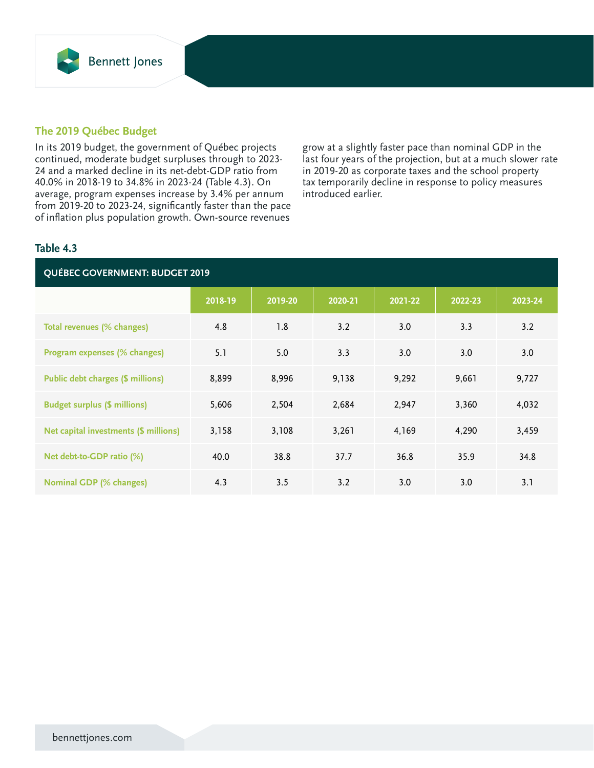## The 2019 Québec Budget

In its 2019 budget, the government of Québec projects continued, moderate budget surpluses through to 2023-24 and a marked decline in its net-debt-GDP ratio from 40.0% in 2018-19 to 34.8% in 2023-24 (Table 4.3). On average, program expenses increase by 3.4% per annum from 2019-20 to 2023-24, significantly faster than the pace of inflation plus population growth. Own-source revenues grow at a slightly faster pace than nominal GDP in the last four years of the projection, but at a much slower rate in 2019-20 as corporate taxes and the school property tax temporarily decline in response to policy measures introduced earlier.

### Table 4.3

**QUÉBEC GOVERNMENT: BUDGET 2019**

| | 2018-19 | 2019-20 | 2020-21 | 2021-22 | 2022-23 | 2023-24 |
|---|---|---|---|---|---|---|
| Total revenues (% changes) | 4.8 | 1.8 | 3.2 | 3.0 | 3.3 | 3.2 |
| Program expenses (% changes) | 5.1 | 5.0 | 3.3 | 3.0 | 3.0 | 3.0 |
| Public debt charges ($ millions) | 8,899 | 8,996 | 9,138 | 9,292 | 9,661 | 9,727 |
| Budget surplus ($ millions) | 5,606 | 2,504 | 2,684 | 2,947 | 3,360 | 4,032 |
| Net capital investments ($ millions) | 3,158 | 3,108 | 3,261 | 4,169 | 4,290 | 3,459 |
| Net debt-to-GDP ratio (%) | 40.0 | 38.8 | 37.7 | 36.8 | 35.9 | 34.8 |
| Nominal GDP (% changes) | 4.3 | 3.5 | 3.2 | 3.0 | 3.0 | 3.1 |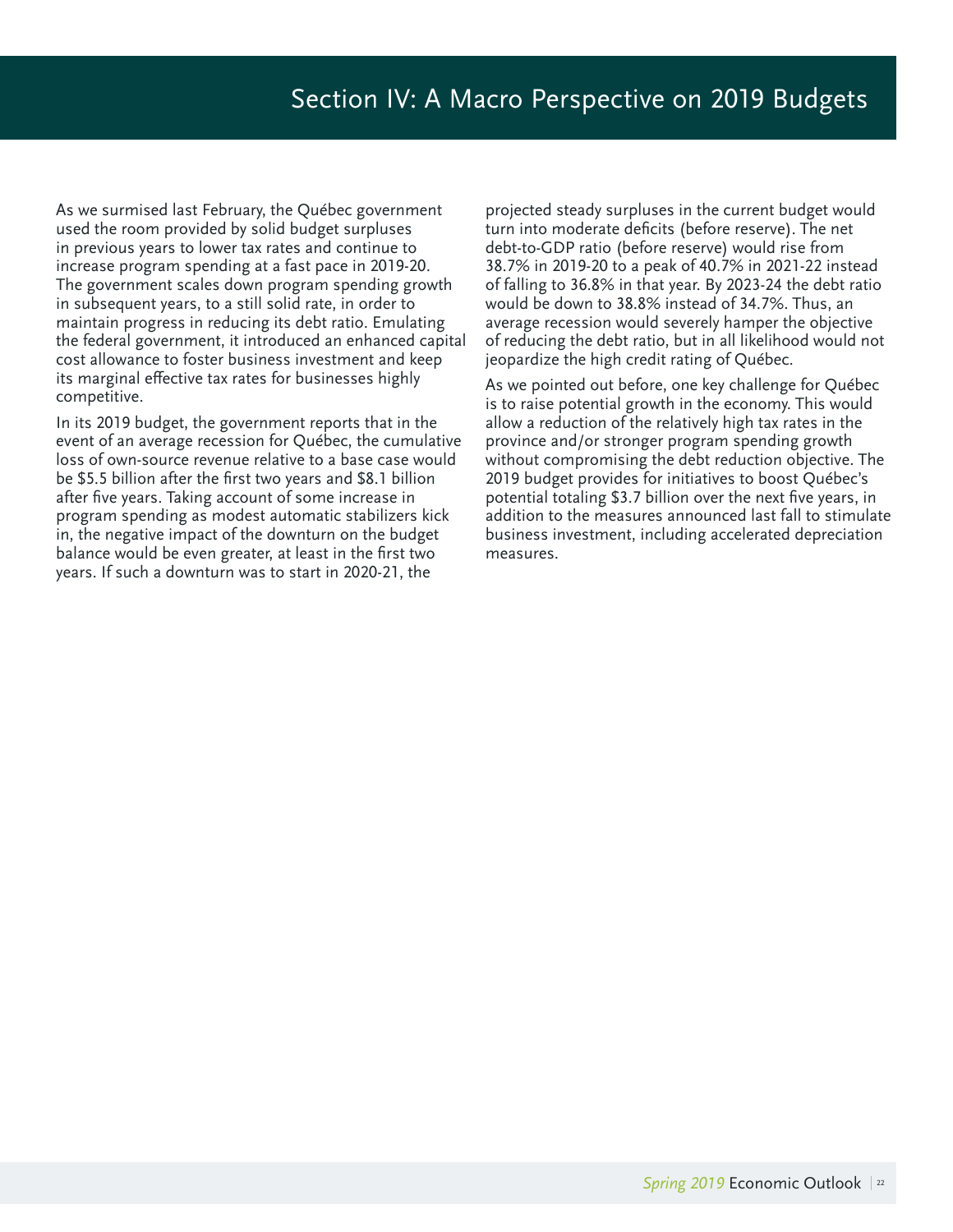# Section IV: A Macro Perspective on 2019 Budgets

As we surmised last February, the Québec government used the room provided by solid budget surpluses in previous years to lower tax rates and continue to increase program spending at a fast pace in 2019-20. The government scales down program spending growth in subsequent years, to a still solid rate, in order to maintain progress in reducing its debt ratio. Emulating the federal government, it introduced an enhanced capital cost allowance to foster business investment and keep its marginal effective tax rates for businesses highly competitive.

In its 2019 budget, the government reports that in the event of an average recession for Québec, the cumulative loss of own-source revenue relative to a base case would be $5.5 billion after the first two years and $8.1 billion after five years. Taking account of some increase in program spending as modest automatic stabilizers kick in, the negative impact of the downturn on the budget balance would be even greater, at least in the first two years. If such a downturn was to start in 2020-21, the projected steady surpluses in the current budget would turn into moderate deficits (before reserve). The net debt-to-GDP ratio (before reserve) would rise from 38.7% in 2019-20 to a peak of 40.7% in 2021-22 instead of falling to 36.8% in that year. By 2023-24 the debt ratio would be down to 38.8% instead of 34.7%. Thus, an average recession would severely hamper the objective of reducing the debt ratio, but in all likelihood would not jeopardize the high credit rating of Québec.

As we pointed out before, one key challenge for Québec is to raise potential growth in the economy. This would allow a reduction of the relatively high tax rates in the province and/or stronger program spending growth without compromising the debt reduction objective. The 2019 budget provides for initiatives to boost Québec's potential totaling $3.7 billion over the next five years, in addition to the measures announced last fall to stimulate business investment, including accelerated depreciation measures.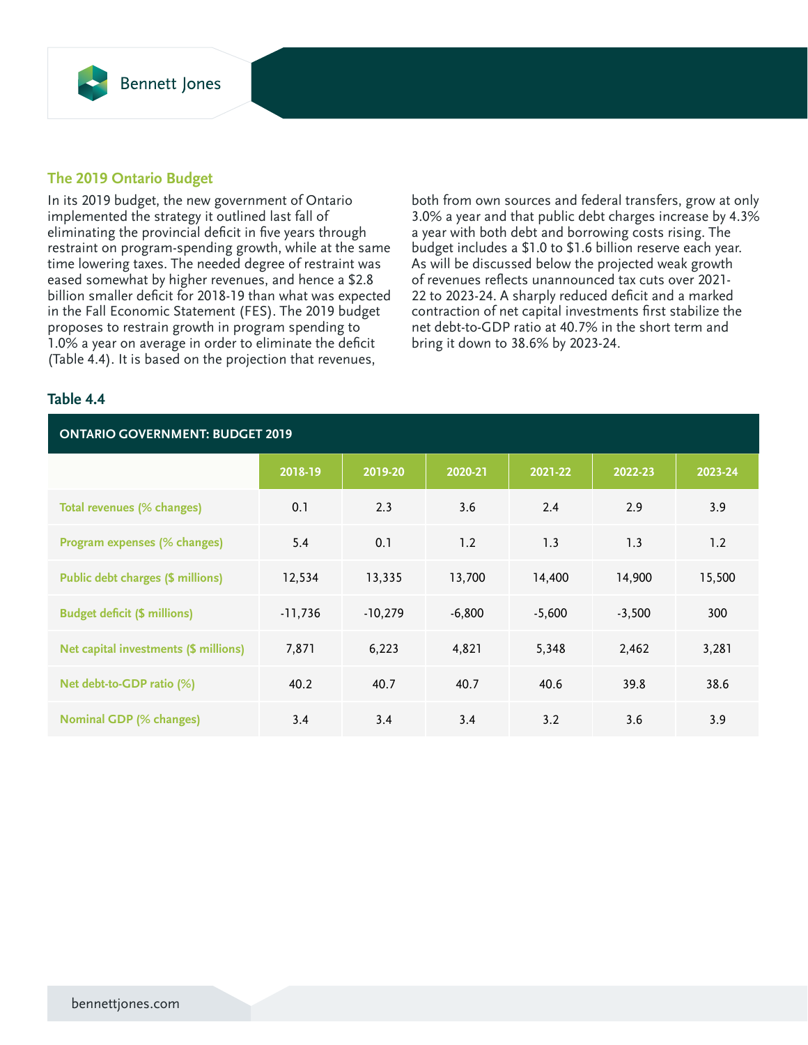## The 2019 Ontario Budget

In its 2019 budget, the new government of Ontario implemented the strategy it outlined last fall of eliminating the provincial deficit in five years through restraint on program-spending growth, while at the same time lowering taxes. The needed degree of restraint was eased somewhat by higher revenues, and hence a $2.8 billion smaller deficit for 2018-19 than what was expected in the Fall Economic Statement (FES). The 2019 budget proposes to restrain growth in program spending to 1.0% a year on average in order to eliminate the deficit (Table 4.4). It is based on the projection that revenues, both from own sources and federal transfers, grow at only 3.0% a year and that public debt charges increase by 4.3% a year with both debt and borrowing costs rising. The budget includes a $1.0 to $1.6 billion reserve each year. As will be discussed below the projected weak growth of revenues reflects unannounced tax cuts over 2021-22 to 2023-24. A sharply reduced deficit and a marked contraction of net capital investments first stabilize the net debt-to-GDP ratio at 40.7% in the short term and bring it down to 38.6% by 2023-24.

### Table 4.4

**ONTARIO GOVERNMENT: BUDGET 2019**

| | 2018-19 | 2019-20 | 2020-21 | 2021-22 | 2022-23 | 2023-24 |
|---|---|---|---|---|---|---|
| Total revenues (% changes) | 0.1 | 2.3 | 3.6 | 2.4 | 2.9 | 3.9 |
| Program expenses (% changes) | 5.4 | 0.1 | 1.2 | 1.3 | 1.3 | 1.2 |
| Public debt charges ($ millions) | 12,534 | 13,335 | 13,700 | 14,400 | 14,900 | 15,500 |
| Budget deficit ($ millions) | -11,736 | -10,279 | -6,800 | -5,600 | -3,500 | 300 |
| Net capital investments ($ millions) | 7,871 | 6,223 | 4,821 | 5,348 | 2,462 | 3,281 |
| Net debt-to-GDP ratio (%) | 40.2 | 40.7 | 40.7 | 40.6 | 39.8 | 38.6 |
| Nominal GDP (% changes) | 3.4 | 3.4 | 3.4 | 3.2 | 3.6 | 3.9 |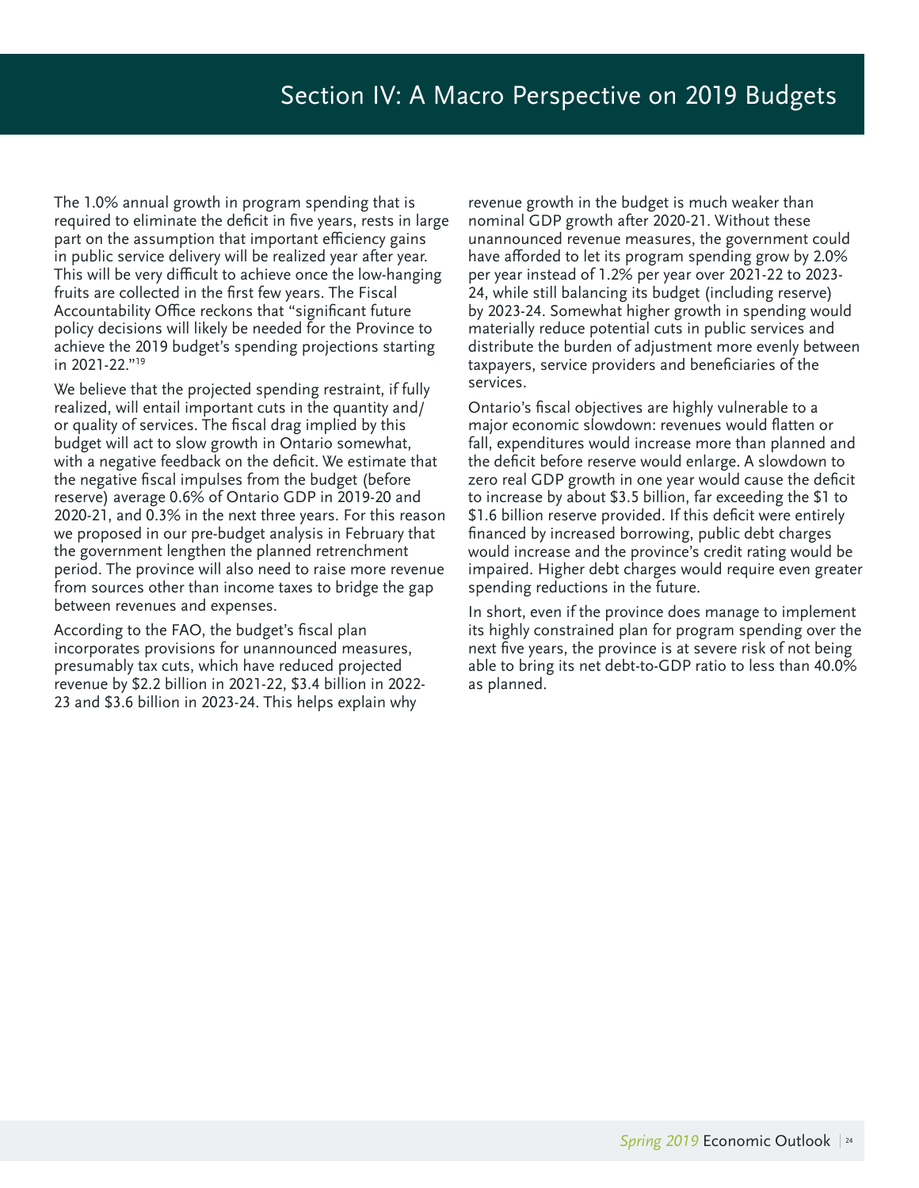# Section IV: A Macro Perspective on 2019 Budgets

The 1.0% annual growth in program spending that is required to eliminate the deficit in five years, rests in large part on the assumption that important efficiency gains in public service delivery will be realized year after year. This will be very difficult to achieve once the low-hanging fruits are collected in the first few years. The Fiscal Accountability Office reckons that "significant future policy decisions will likely be needed for the Province to achieve the 2019 budget's spending projections starting in 2021-22."[19]

We believe that the projected spending restraint, if fully realized, will entail important cuts in the quantity and/or quality of services. The fiscal drag implied by this budget will act to slow growth in Ontario somewhat, with a negative feedback on the deficit. We estimate that the negative fiscal impulses from the budget (before reserve) average 0.6% of Ontario GDP in 2019-20 and 2020-21, and 0.3% in the next three years. For this reason we proposed in our pre-budget analysis in February that the government lengthen the planned retrenchment period. The province will also need to raise more revenue from sources other than income taxes to bridge the gap between revenues and expenses.

According to the FAO, the budget's fiscal plan incorporates provisions for unannounced measures, presumably tax cuts, which have reduced projected revenue by $2.2 billion in 2021-22, $3.4 billion in 2022-23 and $3.6 billion in 2023-24. This helps explain why revenue growth in the budget is much weaker than nominal GDP growth after 2020-21. Without these unannounced revenue measures, the government could have afforded to let its program spending grow by 2.0% per year instead of 1.2% per year over 2021-22 to 2023-24, while still balancing its budget (including reserve) by 2023-24. Somewhat higher growth in spending would materially reduce potential cuts in public services and distribute the burden of adjustment more evenly between taxpayers, service providers and beneficiaries of the services.

Ontario's fiscal objectives are highly vulnerable to a major economic slowdown: revenues would flatten or fall, expenditures would increase more than planned and the deficit before reserve would enlarge. A slowdown to zero real GDP growth in one year would cause the deficit to increase by about $3.5 billion, far exceeding the $1 to $1.6 billion reserve provided. If this deficit were entirely financed by increased borrowing, public debt charges would increase and the province's credit rating would be impaired. Higher debt charges would require even greater spending reductions in the future.

In short, even if the province does manage to implement its highly constrained plan for program spending over the next five years, the province is at severe risk of not being able to bring its net debt-to-GDP ratio to less than 40.0% as planned.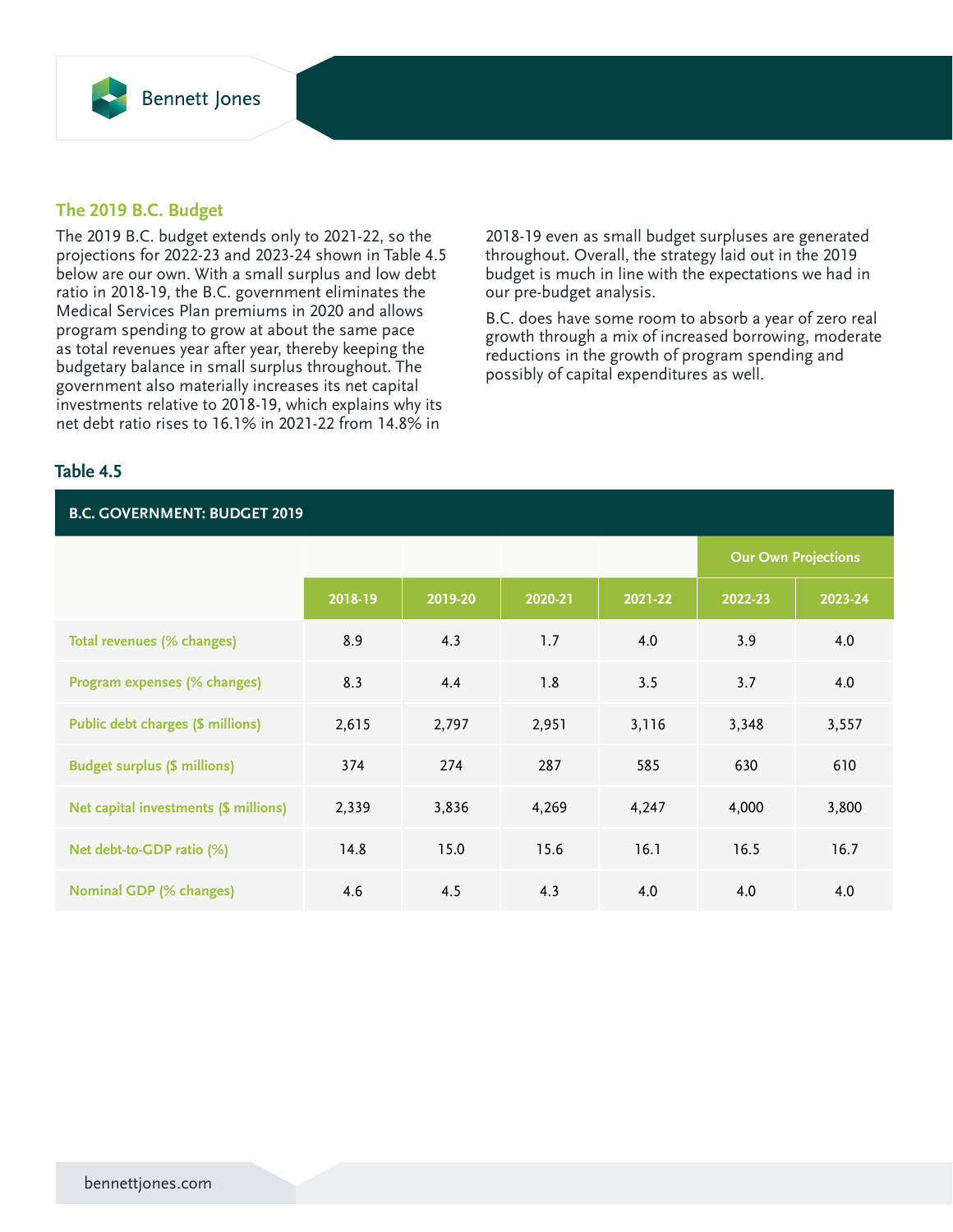## The 2019 B.C. Budget

The 2019 B.C. budget extends only to 2021-22, so the projections for 2022-23 and 2023-24 shown in Table 4.5 below are our own. With a small surplus and low debt ratio in 2018-19, the B.C. government eliminates the Medical Services Plan premiums in 2020 and allows program spending to grow at about the same pace as total revenues year after year, thereby keeping the budgetary balance in small surplus throughout. The government also materially increases its net capital investments relative to 2018-19, which explains why its net debt ratio rises to 16.1% in 2021-22 from 14.8% in 2018-19 even as small budget surpluses are generated throughout. Overall, the strategy laid out in the 2019 budget is much in line with the expectations we had in our pre-budget analysis.

B.C. does have some room to absorb a year of zero real growth through a mix of increased borrowing, moderate reductions in the growth of program spending and possibly of capital expenditures as well.

### Table 4.5

**B.C. GOVERNMENT: BUDGET 2019**

| | | | | | Our Own Projections | |
|---|---|---|---|---|---|---|
| | 2018-19 | 2019-20 | 2020-21 | 2021-22 | 2022-23 | 2023-24 |
| Total revenues (% changes) | 8.9 | 4.3 | 1.7 | 4.0 | 3.9 | 4.0 |
| Program expenses (% changes) | 8.3 | 4.4 | 1.8 | 3.5 | 3.7 | 4.0 |
| Public debt charges ($ millions) | 2,615 | 2,797 | 2,951 | 3,116 | 3,348 | 3,557 |
| Budget surplus ($ millions) | 374 | 274 | 287 | 585 | 630 | 610 |
| Net capital investments ($ millions) | 2,339 | 3,836 | 4,269 | 4,247 | 4,000 | 3,800 |
| Net debt-to-GDP ratio (%) | 14.8 | 15.0 | 15.6 | 16.1 | 16.5 | 16.7 |
| Nominal GDP (% changes) | 4.6 | 4.5 | 4.3 | 4.0 | 4.0 | 4.0 |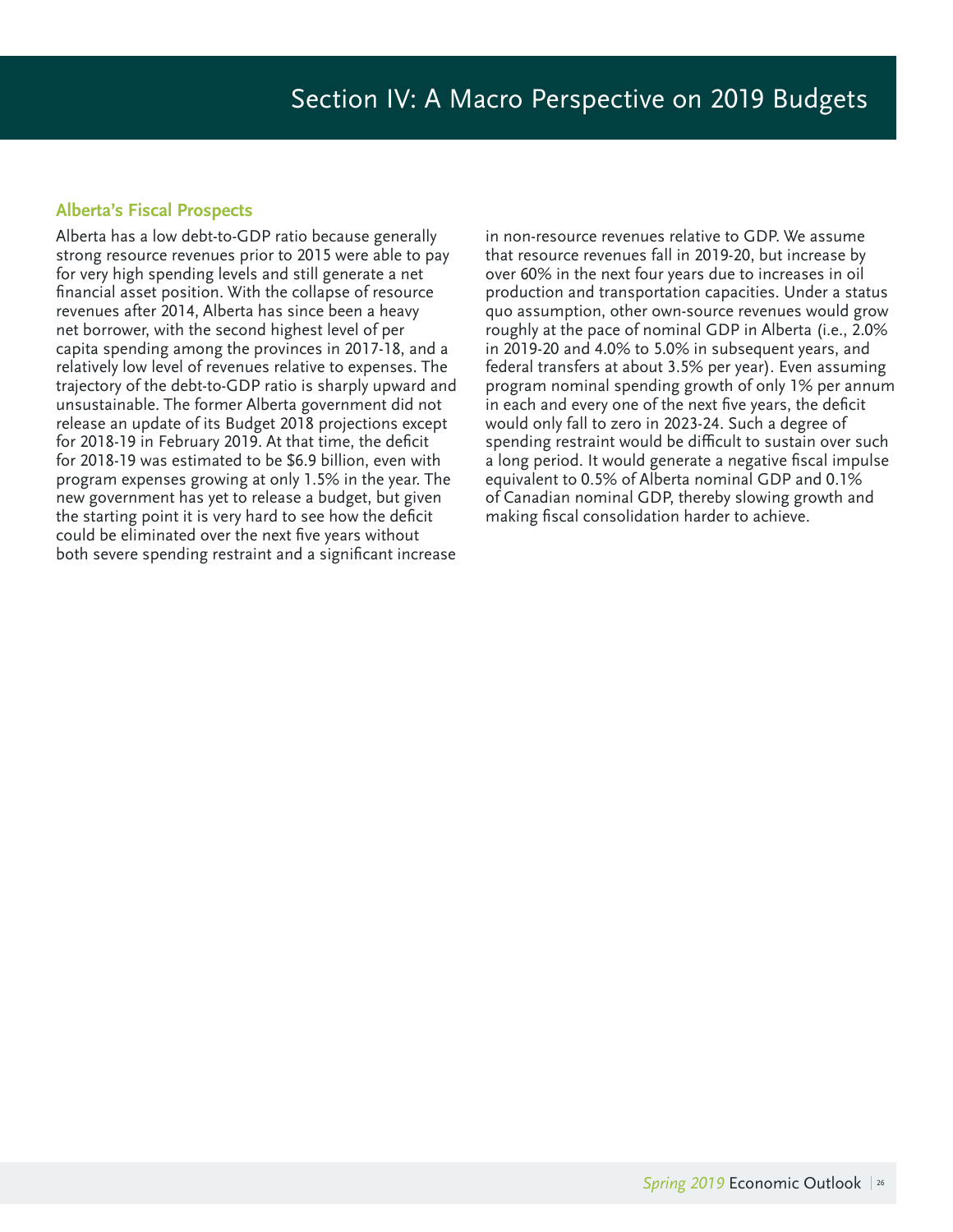# Section IV: A Macro Perspective on 2019 Budgets

## Alberta's Fiscal Prospects

Alberta has a low debt-to-GDP ratio because generally strong resource revenues prior to 2015 were able to pay for very high spending levels and still generate a net financial asset position. With the collapse of resource revenues after 2014, Alberta has since been a heavy net borrower, with the second highest level of per capita spending among the provinces in 2017-18, and a relatively low level of revenues relative to expenses. The trajectory of the debt-to-GDP ratio is sharply upward and unsustainable. The former Alberta government did not release an update of its Budget 2018 projections except for 2018-19 in February 2019. At that time, the deficit for 2018-19 was estimated to be $6.9 billion, even with program expenses growing at only 1.5% in the year. The new government has yet to release a budget, but given the starting point it is very hard to see how the deficit could be eliminated over the next five years without both severe spending restraint and a significant increase in non-resource revenues relative to GDP. We assume that resource revenues fall in 2019-20, but increase by over 60% in the next four years due to increases in oil production and transportation capacities. Under a status quo assumption, other own-source revenues would grow roughly at the pace of nominal GDP in Alberta (i.e., 2.0% in 2019-20 and 4.0% to 5.0% in subsequent years, and federal transfers at about 3.5% per year). Even assuming program nominal spending growth of only 1% per annum in each and every one of the next five years, the deficit would only fall to zero in 2023-24. Such a degree of spending restraint would be difficult to sustain over such a long period. It would generate a negative fiscal impulse equivalent to 0.5% of Alberta nominal GDP and 0.1% of Canadian nominal GDP, thereby slowing growth and making fiscal consolidation harder to achieve.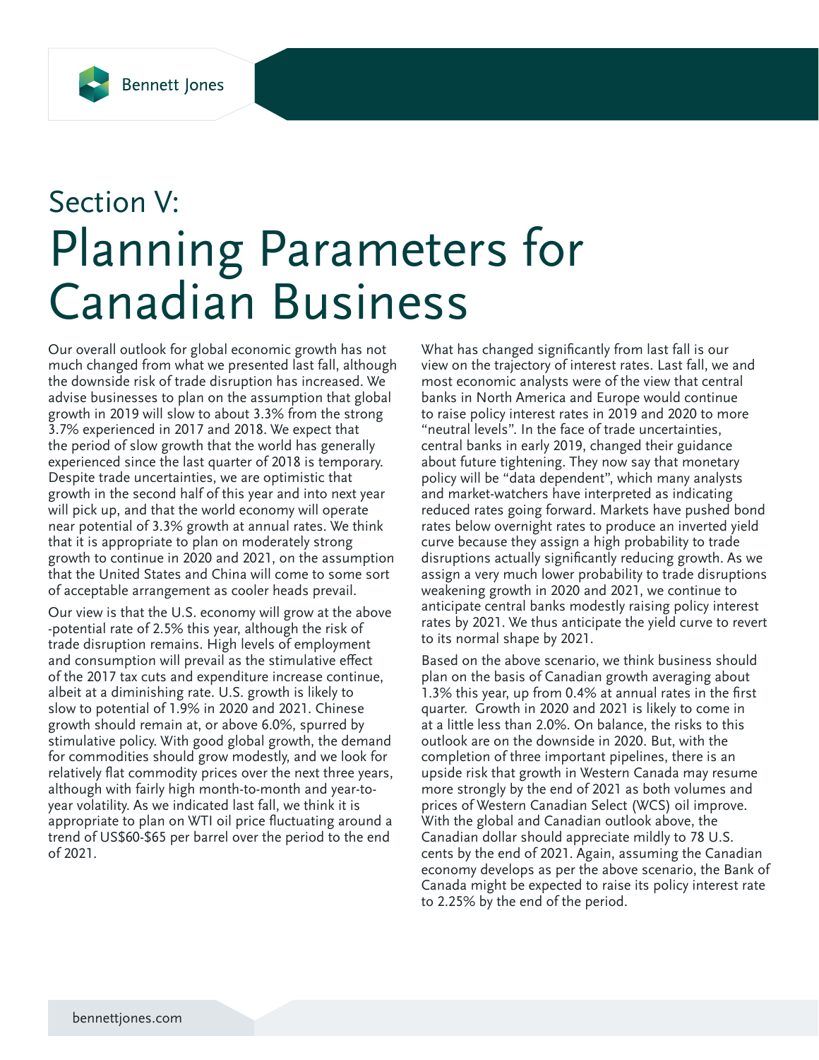# Section V:
# Planning Parameters for Canadian Business

Our overall outlook for global economic growth has not much changed from what we presented last fall, although the downside risk of trade disruption has increased. We advise businesses to plan on the assumption that global growth in 2019 will slow to about 3.3% from the strong 3.7% experienced in 2017 and 2018. We expect that the period of slow growth that the world has generally experienced since the last quarter of 2018 is temporary. Despite trade uncertainties, we are optimistic that growth in the second half of this year and into next year will pick up, and that the world economy will operate near potential of 3.3% growth at annual rates. We think that it is appropriate to plan on moderately strong growth to continue in 2020 and 2021, on the assumption that the United States and China will come to some sort of acceptable arrangement as cooler heads prevail.

Our view is that the U.S. economy will grow at the above-potential rate of 2.5% this year, although the risk of trade disruption remains. High levels of employment and consumption will prevail as the stimulative effect of the 2017 tax cuts and expenditure increase continue, albeit at a diminishing rate. U.S. growth is likely to slow to potential of 1.9% in 2020 and 2021. Chinese growth should remain at, or above 6.0%, spurred by stimulative policy. With good global growth, the demand for commodities should grow modestly, and we look for relatively flat commodity prices over the next three years, although with fairly high month-to-month and year-to-year volatility. As we indicated last fall, we think it is appropriate to plan on WTI oil price fluctuating around a trend of US$60-$65 per barrel over the period to the end of 2021.

What has changed significantly from last fall is our view on the trajectory of interest rates. Last fall, we and most economic analysts were of the view that central banks in North America and Europe would continue to raise policy interest rates in 2019 and 2020 to more "neutral levels". In the face of trade uncertainties, central banks in early 2019, changed their guidance about future tightening. They now say that monetary policy will be "data dependent", which many analysts and market-watchers have interpreted as indicating reduced rates going forward. Markets have pushed bond rates below overnight rates to produce an inverted yield curve because they assign a high probability to trade disruptions actually significantly reducing growth. As we assign a very much lower probability to trade disruptions weakening growth in 2020 and 2021, we continue to anticipate central banks modestly raising policy interest rates by 2021. We thus anticipate the yield curve to revert to its normal shape by 2021.

Based on the above scenario, we think business should plan on the basis of Canadian growth averaging about 1.3% this year, up from 0.4% at annual rates in the first quarter. Growth in 2020 and 2021 is likely to come in at a little less than 2.0%. On balance, the risks to this outlook are on the downside in 2020. But, with the completion of three important pipelines, there is an upside risk that growth in Western Canada may resume more strongly by the end of 2021 as both volumes and prices of Western Canadian Select (WCS) oil improve. With the global and Canadian outlook above, the Canadian dollar should appreciate mildly to 78 U.S. cents by the end of 2021. Again, assuming the Canadian economy develops as per the above scenario, the Bank of Canada might be expected to raise its policy interest rate to 2.25% by the end of the period.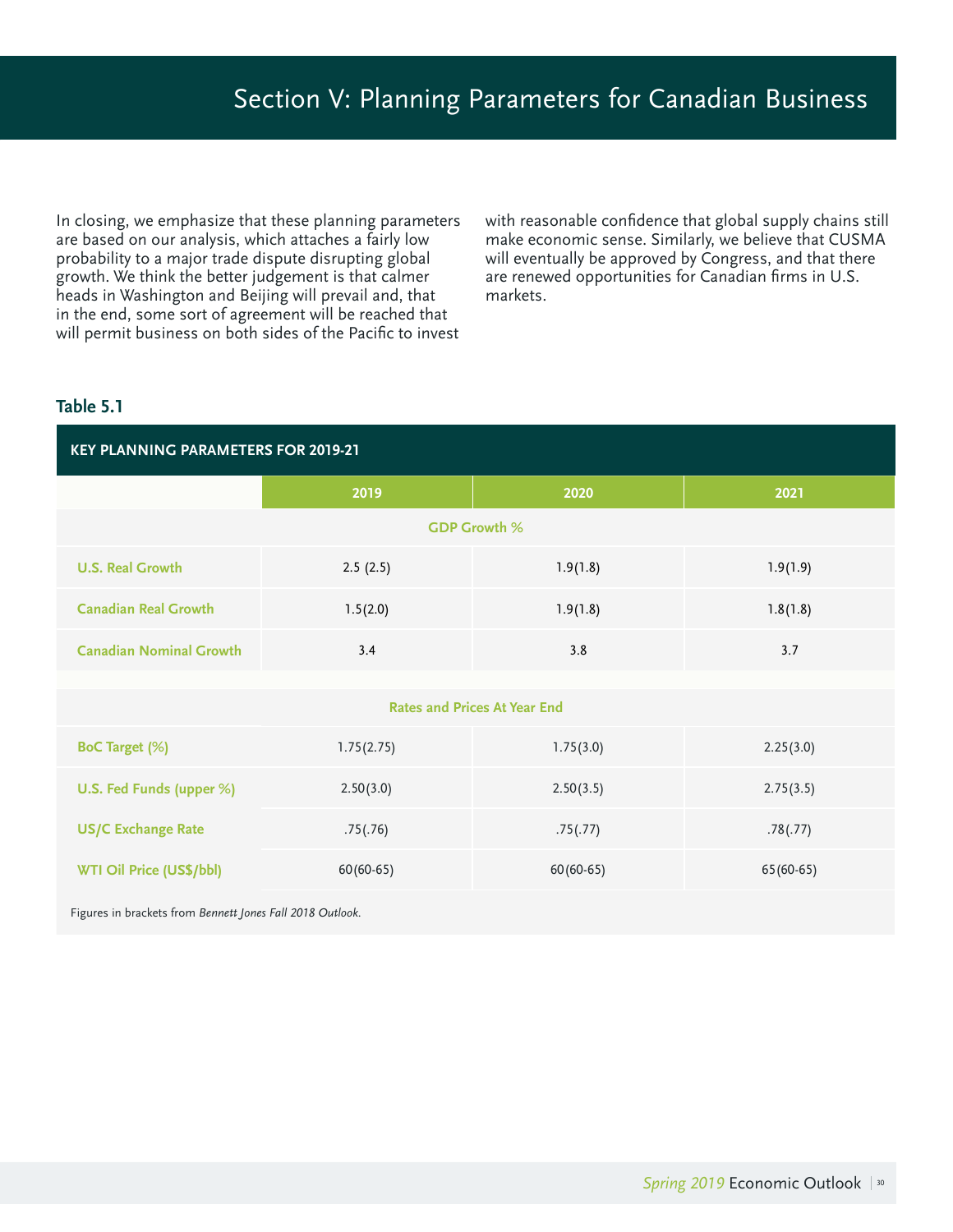# Section V: Planning Parameters for Canadian Business

In closing, we emphasize that these planning parameters are based on our analysis, which attaches a fairly low probability to a major trade dispute disrupting global growth. We think the better judgement is that calmer heads in Washington and Beijing will prevail and, that in the end, some sort of agreement will be reached that will permit business on both sides of the Pacific to invest with reasonable confidence that global supply chains still make economic sense. Similarly, we believe that CUSMA will eventually be approved by Congress, and that there are renewed opportunities for Canadian firms in U.S. markets.

### Table 5.1

**KEY PLANNING PARAMETERS FOR 2019-21**

| | 2019 | 2020 | 2021 |
|---|---|---|---|
| **GDP Growth %** | | | |
| U.S. Real Growth | 2.5 (2.5) | 1.9(1.8) | 1.9(1.9) |
| Canadian Real Growth | 1.5(2.0) | 1.9(1.8) | 1.8(1.8) |
| Canadian Nominal Growth | 3.4 | 3.8 | 3.7 |
| **Rates and Prices At Year End** | | | |
| BoC Target (%) | 1.75(2.75) | 1.75(3.0) | 2.25(3.0) |
| U.S. Fed Funds (upper %) | 2.50(3.0) | 2.50(3.5) | 2.75(3.5) |
| US/C Exchange Rate | .75(.76) | .75(.77) | .78(.77) |
| WTI Oil Price (US$/bbl) | 60(60-65) | 60(60-65) | 65(60-65) |

Figures in brackets from *Bennett Jones Fall 2018 Outlook*.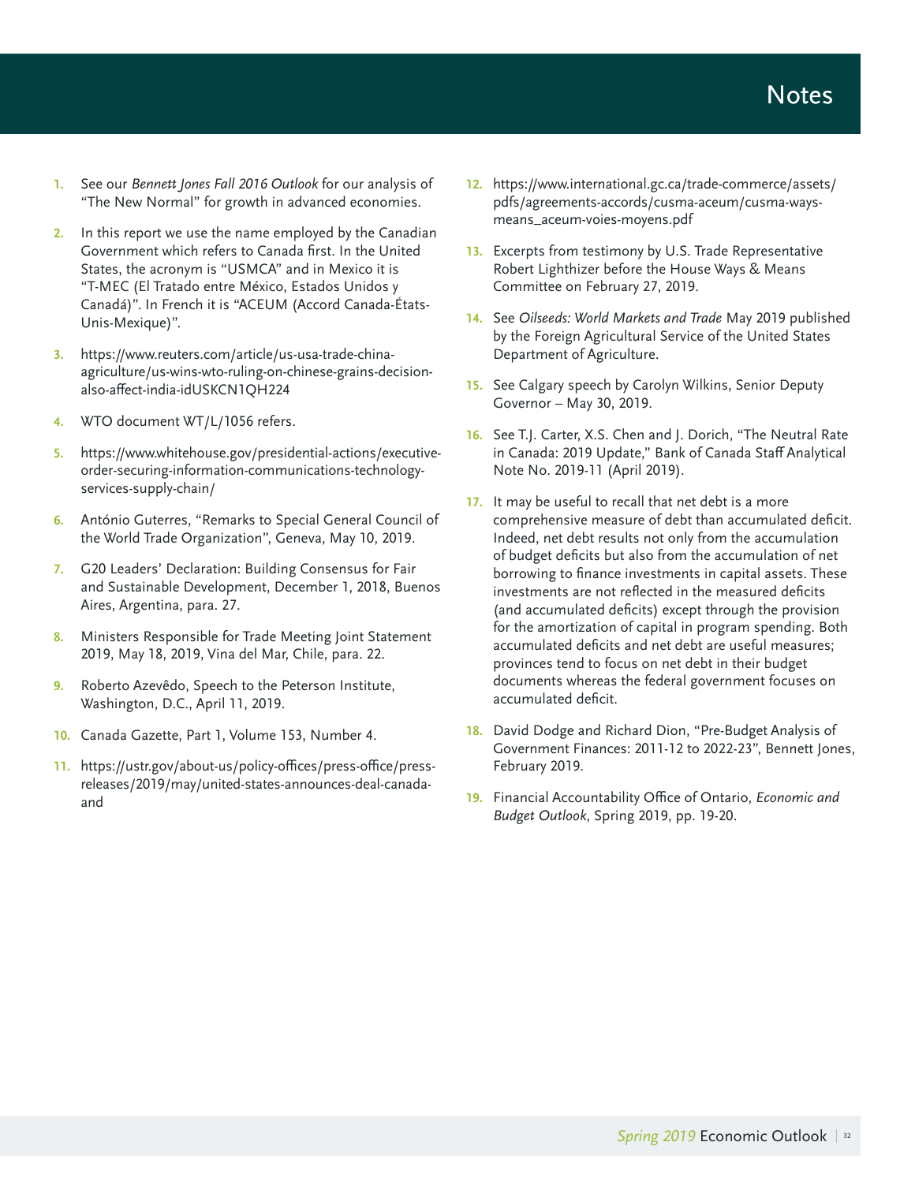# Notes

1. See our *Bennett Jones Fall 2016 Outlook* for our analysis of "The New Normal" for growth in advanced economies.
2. In this report we use the name employed by the Canadian Government which refers to Canada first. In the United States, the acronym is "USMCA" and in Mexico it is "T-MEC (El Tratado entre México, Estados Unidos y Canadá)". In French it is "ACEUM (Accord Canada-États-Unis-Mexique)".
3. https://www.reuters.com/article/us-usa-trade-china-agriculture/us-wins-wto-ruling-on-chinese-grains-decision-also-affect-india-idUSKCN1QH224
4. WTO document WT/L/1056 refers.
5. https://www.whitehouse.gov/presidential-actions/executive-order-securing-information-communications-technology-services-supply-chain/
6. António Guterres, "Remarks to Special General Council of the World Trade Organization", Geneva, May 10, 2019.
7. G20 Leaders' Declaration: Building Consensus for Fair and Sustainable Development, December 1, 2018, Buenos Aires, Argentina, para. 27.
8. Ministers Responsible for Trade Meeting Joint Statement 2019, May 18, 2019, Vina del Mar, Chile, para. 22.
9. Roberto Azevêdo, Speech to the Peterson Institute, Washington, D.C., April 11, 2019.
10. Canada Gazette, Part 1, Volume 153, Number 4.
11. https://ustr.gov/about-us/policy-offices/press-office/press-releases/2019/may/united-states-announces-deal-canada-and
12. https://www.international.gc.ca/trade-commerce/assets/pdfs/agreements-accords/cusma-aceum/cusma-ways-means_aceum-voies-moyens.pdf
13. Excerpts from testimony by U.S. Trade Representative Robert Lighthizer before the House Ways & Means Committee on February 27, 2019.
14. See *Oilseeds: World Markets and Trade* May 2019 published by the Foreign Agricultural Service of the United States Department of Agriculture.
15. See Calgary speech by Carolyn Wilkins, Senior Deputy Governor – May 30, 2019.
16. See T.J. Carter, X.S. Chen and J. Dorich, "The Neutral Rate in Canada: 2019 Update," Bank of Canada Staff Analytical Note No. 2019-11 (April 2019).
17. It may be useful to recall that net debt is a more comprehensive measure of debt than accumulated deficit. Indeed, net debt results not only from the accumulation of budget deficits but also from the accumulation of net borrowing to finance investments in capital assets. These investments are not reflected in the measured deficits (and accumulated deficits) except through the provision for the amortization of capital in program spending. Both accumulated deficits and net debt are useful measures; provinces tend to focus on net debt in their budget documents whereas the federal government focuses on accumulated deficit.
18. David Dodge and Richard Dion, "Pre-Budget Analysis of Government Finances: 2011-12 to 2022-23", Bennett Jones, February 2019.
19. Financial Accountability Office of Ontario, *Economic and Budget Outlook*, Spring 2019, pp. 19-20.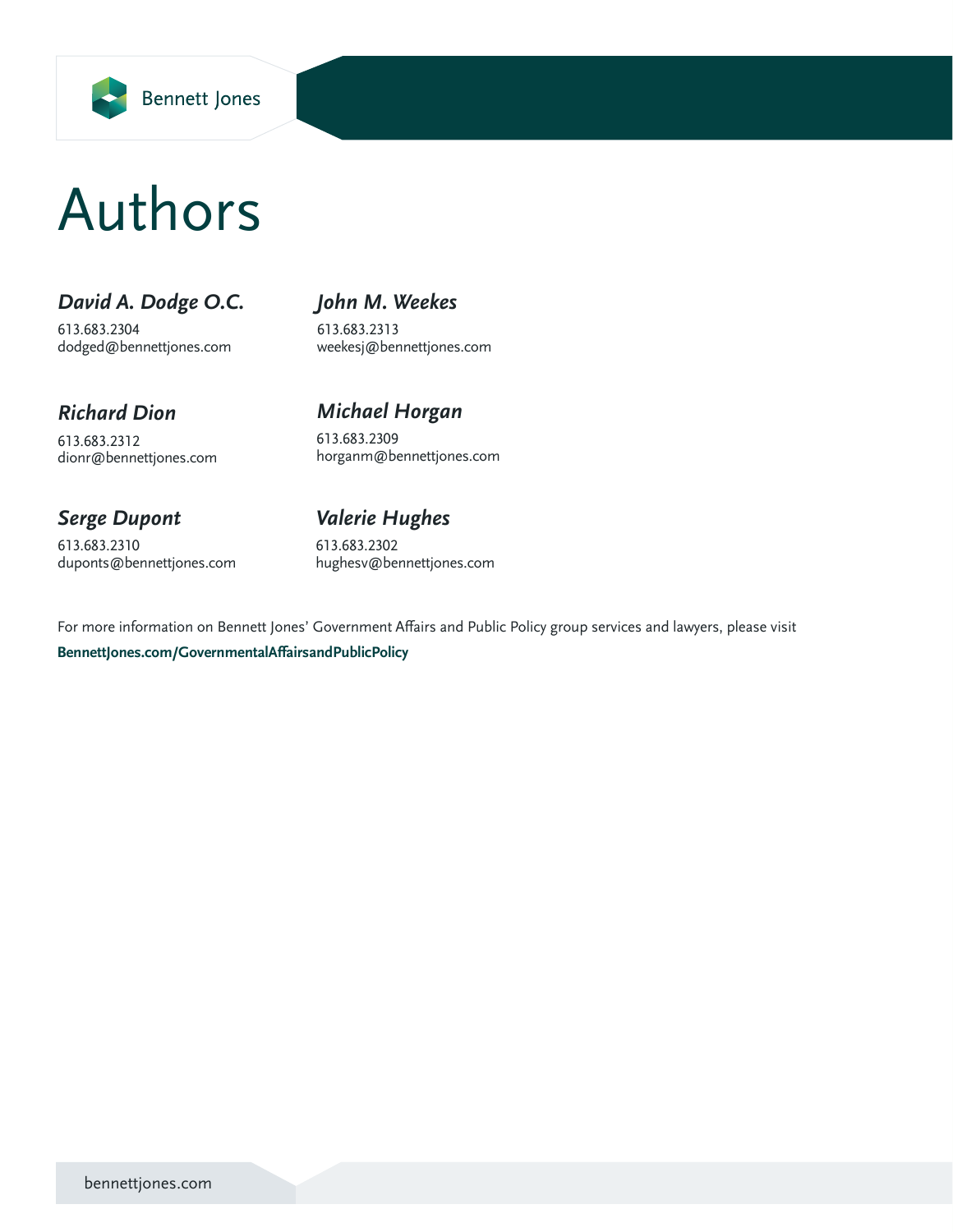# Authors

***David A. Dodge O.C.***
613.683.2304
dodged@bennettjones.com

***John M. Weekes***
613.683.2313
weekesj@bennettjones.com

***Richard Dion***
613.683.2312
dionr@bennettjones.com

***Michael Horgan***
613.683.2309
horganm@bennettjones.com

***Serge Dupont***
613.683.2310
duponts@bennettjones.com

***Valerie Hughes***
613.683.2302
hughesv@bennettjones.com

For more information on Bennett Jones' Government Affairs and Public Policy group services and lawyers, please visit

**BennettJones.com/GovernmentalAffairsandPublicPolicy**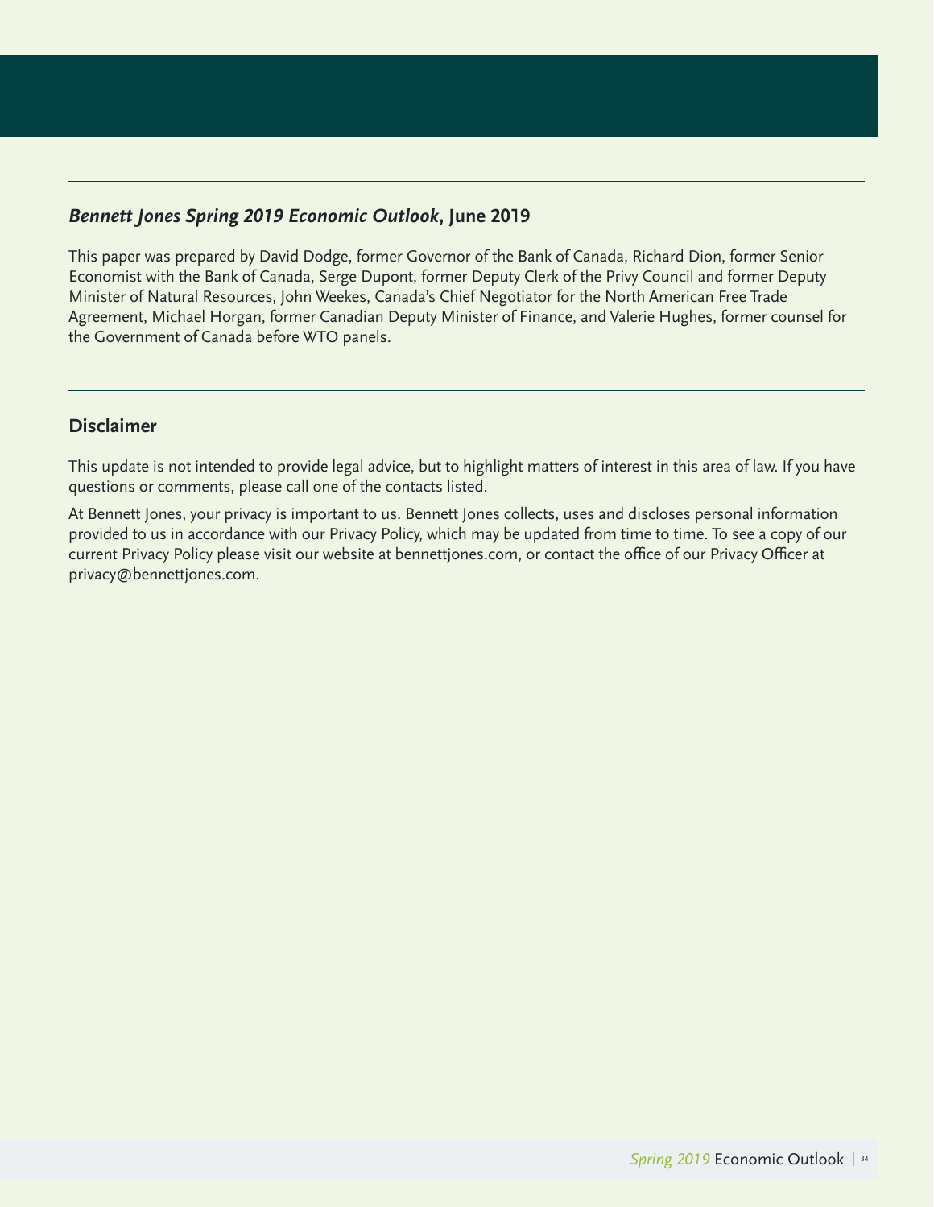***Bennett Jones Spring 2019 Economic Outlook*, June 2019**

This paper was prepared by David Dodge, former Governor of the Bank of Canada, Richard Dion, former Senior Economist with the Bank of Canada, Serge Dupont, former Deputy Clerk of the Privy Council and former Deputy Minister of Natural Resources, John Weekes, Canada's Chief Negotiator for the North American Free Trade Agreement, Michael Horgan, former Canadian Deputy Minister of Finance, and Valerie Hughes, former counsel for the Government of Canada before WTO panels.

## Disclaimer

This update is not intended to provide legal advice, but to highlight matters of interest in this area of law. If you have questions or comments, please call one of the contacts listed.

At Bennett Jones, your privacy is important to us. Bennett Jones collects, uses and discloses personal information provided to us in accordance with our Privacy Policy, which may be updated from time to time. To see a copy of our current Privacy Policy please visit our website at bennettjones.com, or contact the office of our Privacy Officer at privacy@bennettjones.com.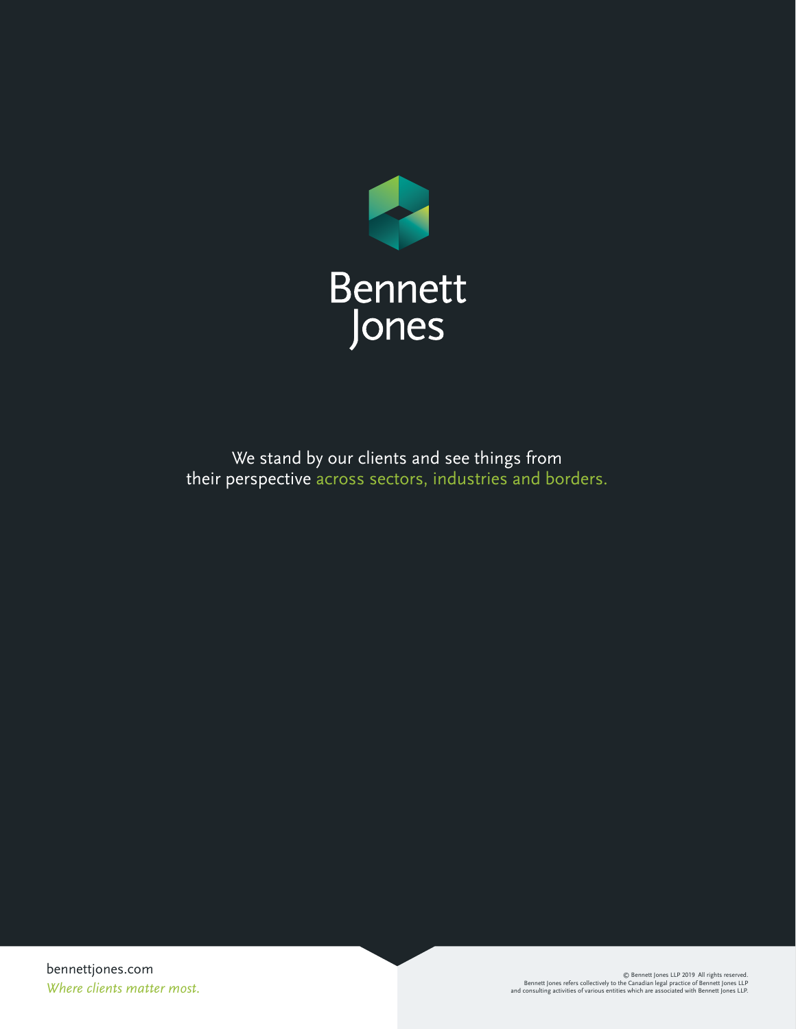Bennett Jones

We stand by our clients and see things from their perspective across sectors, industries and borders.

bennettjones.com

*Where clients matter most.*

© Bennett Jones LLP 2019 All rights reserved.
Bennett Jones refers collectively to the Canadian legal practice of Bennett Jones LLP and consulting activities of various entities which are associated with Bennett Jones LLP.